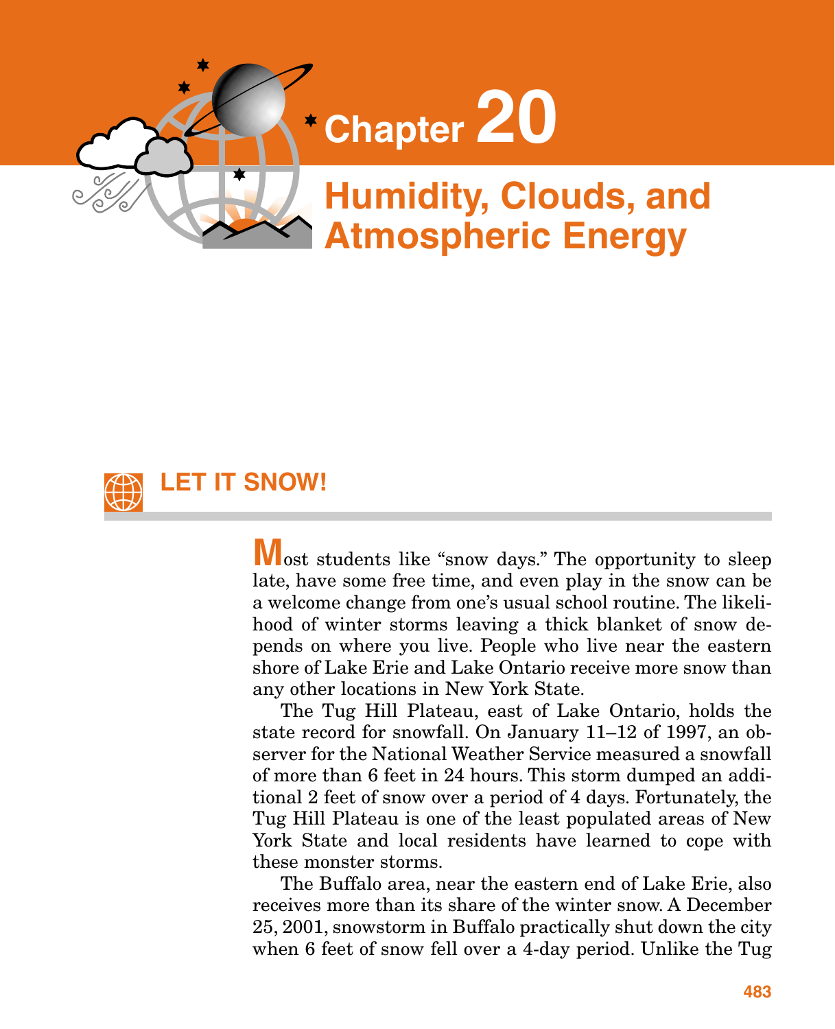# Chapter 20

# Humidity, Clouds, and Atmospheric Energy

## LET IT SNOW!

Most students like "snow days." The opportunity to sleep late, have some free time, and even play in the snow can be a welcome change from one's usual school routine. The likelihood of winter storms leaving a thick blanket of snow depends on where you live. People who live near the eastern shore of Lake Erie and Lake Ontario receive more snow than any other locations in New York State.

The Tug Hill Plateau, east of Lake Ontario, holds the state record for snowfall. On January 11–12 of 1997, an observer for the National Weather Service measured a snowfall of more than 6 feet in 24 hours. This storm dumped an additional 2 feet of snow over a period of 4 days. Fortunately, the Tug Hill Plateau is one of the least populated areas of New York State and local residents have learned to cope with these monster storms.

The Buffalo area, near the eastern end of Lake Erie, also receives more than its share of the winter snow. A December 25, 2001, snowstorm in Buffalo practically shut down the city when 6 feet of snow fell over a 4-day period. Unlike the Tug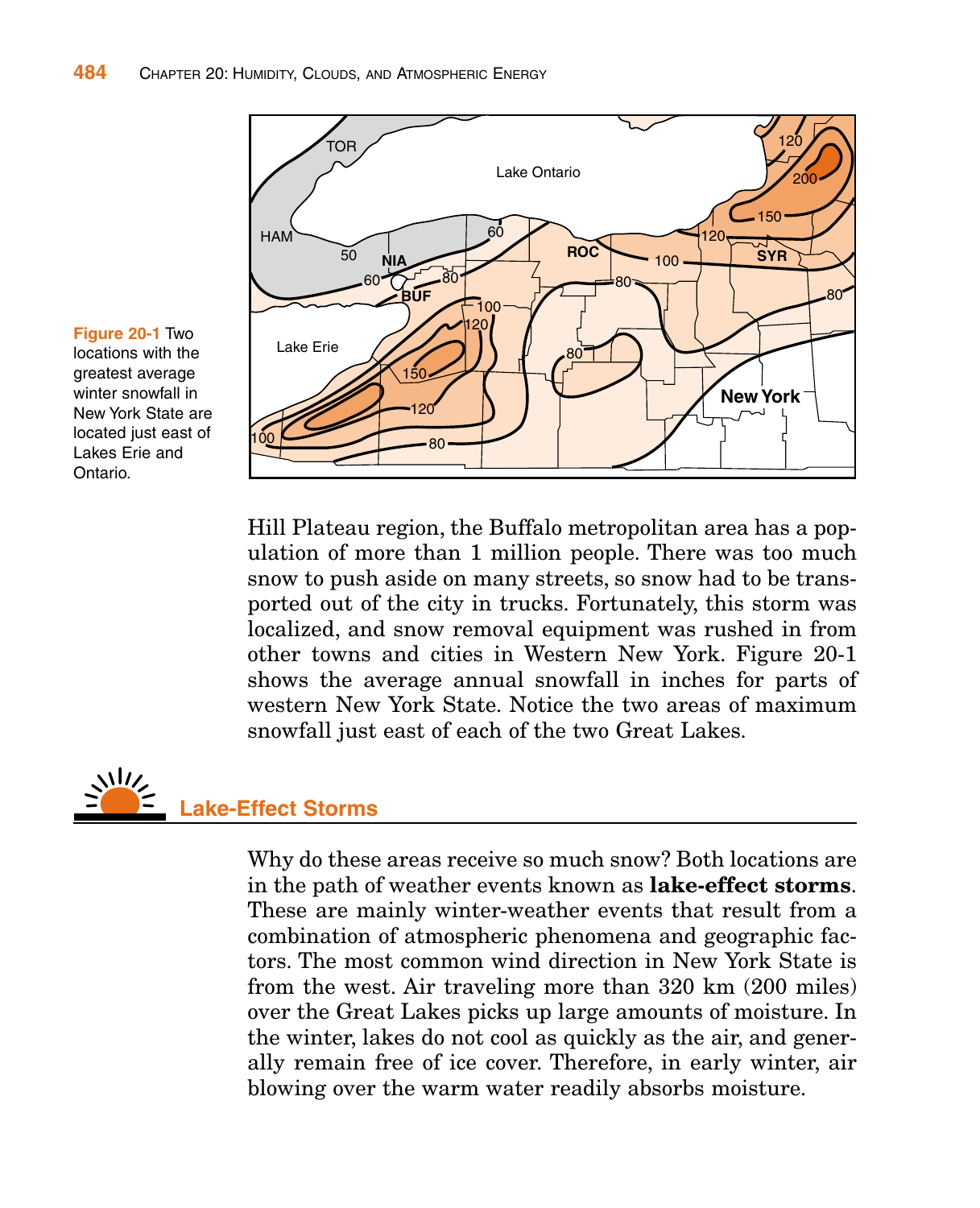Figure 20-1 Two locations with the greatest average winter snowfall in New York State are located just east of Lakes Erie and Ontario.

Hill Plateau region, the Buffalo metropolitan area has a population of more than 1 million people. There was too much snow to push aside on many streets, so snow had to be transported out of the city in trucks. Fortunately, this storm was localized, and snow removal equipment was rushed in from other towns and cities in Western New York. Figure 20-1 shows the average annual snowfall in inches for parts of western New York State. Notice the two areas of maximum snowfall just east of each of the two Great Lakes.

## Lake-Effect Storms

Why do these areas receive so much snow? Both locations are in the path of weather events known as **lake-effect storms**. These are mainly winter-weather events that result from a combination of atmospheric phenomena and geographic factors. The most common wind direction in New York State is from the west. Air traveling more than 320 km (200 miles) over the Great Lakes picks up large amounts of moisture. In the winter, lakes do not cool as quickly as the air, and generally remain free of ice cover. Therefore, in early winter, air blowing over the warm water readily absorbs moisture.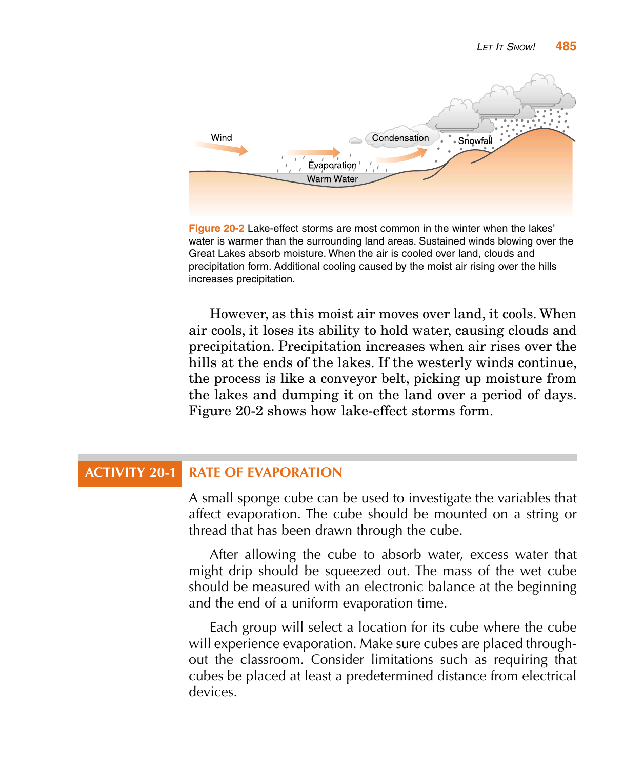Wind

Evaporation

Warm Water

Condensation

Snowfall

**Figure 20-2** Lake-effect storms are most common in the winter when the lakes' water is warmer than the surrounding land areas. Sustained winds blowing over the Great Lakes absorb moisture. When the air is cooled over land, clouds and precipitation form. Additional cooling caused by the moist air rising over the hills increases precipitation.

However, as this moist air moves over land, it cools. When air cools, it loses its ability to hold water, causing clouds and precipitation. Precipitation increases when air rises over the hills at the ends of the lakes. If the westerly winds continue, the process is like a conveyor belt, picking up moisture from the lakes and dumping it on the land over a period of days. Figure 20-2 shows how lake-effect storms form.

## ACTIVITY 20-1 RATE OF EVAPORATION

A small sponge cube can be used to investigate the variables that affect evaporation. The cube should be mounted on a string or thread that has been drawn through the cube.

After allowing the cube to absorb water, excess water that might drip should be squeezed out. The mass of the wet cube should be measured with an electronic balance at the beginning and the end of a uniform evaporation time.

Each group will select a location for its cube where the cube will experience evaporation. Make sure cubes are placed throughout the classroom. Consider limitations such as requiring that cubes be placed at least a predetermined distance from electrical devices.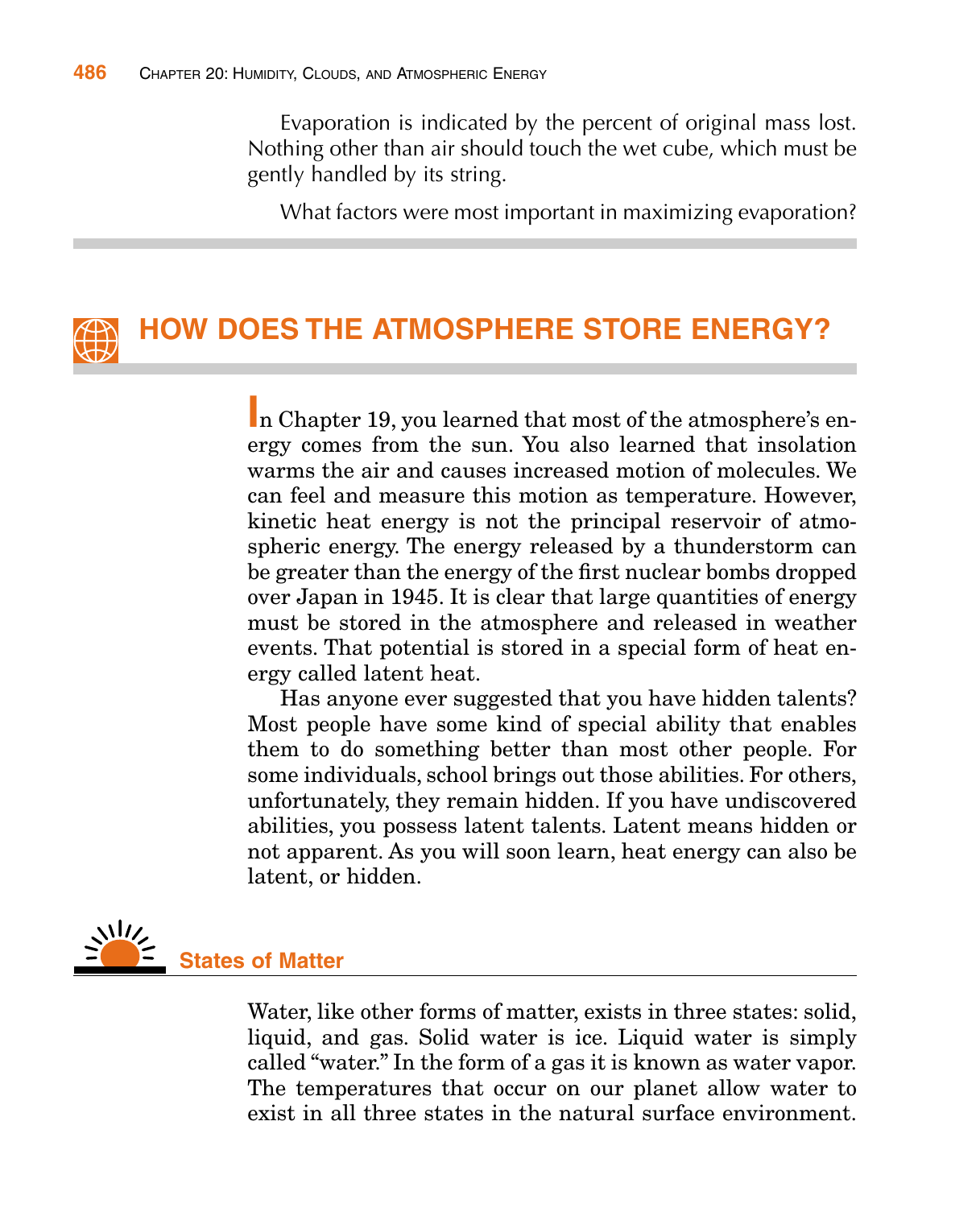Evaporation is indicated by the percent of original mass lost. Nothing other than air should touch the wet cube, which must be gently handled by its string.

What factors were most important in maximizing evaporation?

## HOW DOES THE ATMOSPHERE STORE ENERGY?

In Chapter 19, you learned that most of the atmosphere's energy comes from the sun. You also learned that insolation warms the air and causes increased motion of molecules. We can feel and measure this motion as temperature. However, kinetic heat energy is not the principal reservoir of atmospheric energy. The energy released by a thunderstorm can be greater than the energy of the first nuclear bombs dropped over Japan in 1945. It is clear that large quantities of energy must be stored in the atmosphere and released in weather events. That potential is stored in a special form of heat energy called latent heat.

Has anyone ever suggested that you have hidden talents? Most people have some kind of special ability that enables them to do something better than most other people. For some individuals, school brings out those abilities. For others, unfortunately, they remain hidden. If you have undiscovered abilities, you possess latent talents. Latent means hidden or not apparent. As you will soon learn, heat energy can also be latent, or hidden.

### States of Matter

Water, like other forms of matter, exists in three states: solid, liquid, and gas. Solid water is ice. Liquid water is simply called "water." In the form of a gas it is known as water vapor. The temperatures that occur on our planet allow water to exist in all three states in the natural surface environment.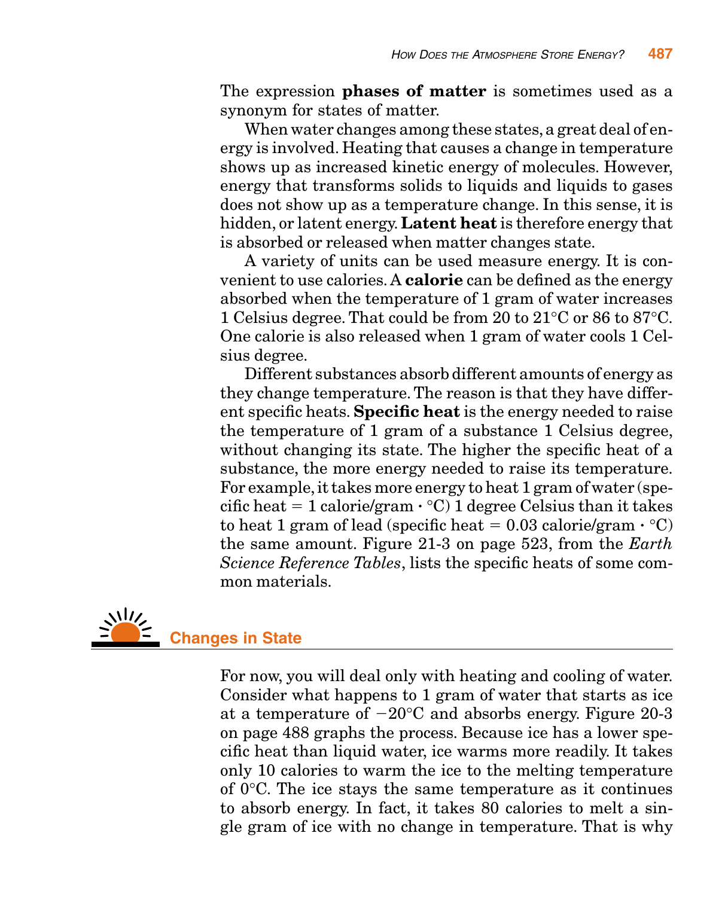The expression **phases of matter** is sometimes used as a synonym for states of matter.

When water changes among these states, a great deal of energy is involved. Heating that causes a change in temperature shows up as increased kinetic energy of molecules. However, energy that transforms solids to liquids and liquids to gases does not show up as a temperature change. In this sense, it is hidden, or latent energy. **Latent heat** is therefore energy that is absorbed or released when matter changes state.

A variety of units can be used measure energy. It is convenient to use calories. A **calorie** can be defined as the energy absorbed when the temperature of 1 gram of water increases 1 Celsius degree. That could be from 20 to 21°C or 86 to 87°C. One calorie is also released when 1 gram of water cools 1 Celsius degree.

Different substances absorb different amounts of energy as they change temperature. The reason is that they have different specific heats. **Specific heat** is the energy needed to raise the temperature of 1 gram of a substance 1 Celsius degree, without changing its state. The higher the specific heat of a substance, the more energy needed to raise its temperature. For example, it takes more energy to heat 1 gram of water (specific heat = 1 calorie/gram · °C) 1 degree Celsius than it takes to heat 1 gram of lead (specific heat = 0.03 calorie/gram · °C) the same amount. Figure 21-3 on page 523, from the *Earth Science Reference Tables*, lists the specific heats of some common materials.

## Changes in State

For now, you will deal only with heating and cooling of water. Consider what happens to 1 gram of water that starts as ice at a temperature of −20°C and absorbs energy. Figure 20-3 on page 488 graphs the process. Because ice has a lower specific heat than liquid water, ice warms more readily. It takes only 10 calories to warm the ice to the melting temperature of 0°C. The ice stays the same temperature as it continues to absorb energy. In fact, it takes 80 calories to melt a single gram of ice with no change in temperature. That is why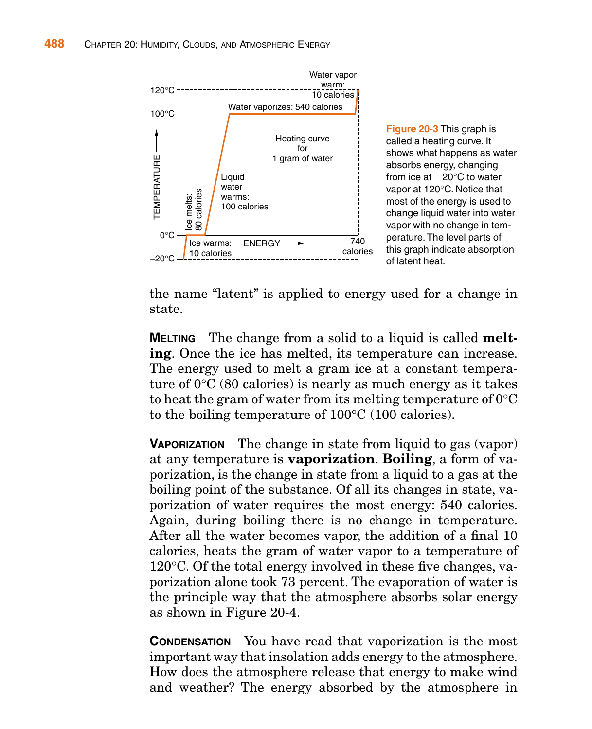Figure 20-3 This graph is called a heating curve. It shows what happens as water absorbs energy, changing from ice at −20°C to water vapor at 120°C. Notice that most of the energy is used to change liquid water into water vapor with no change in temperature. The level parts of this graph indicate absorption of latent heat.

the name "latent" is applied to energy used for a change in state.

**MELTING** The change from a solid to a liquid is called **melting**. Once the ice has melted, its temperature can increase. The energy used to melt a gram ice at a constant temperature of 0°C (80 calories) is nearly as much energy as it takes to heat the gram of water from its melting temperature of 0°C to the boiling temperature of 100°C (100 calories).

**VAPORIZATION** The change in state from liquid to gas (vapor) at any temperature is **vaporization**. **Boiling**, a form of vaporization, is the change in state from a liquid to a gas at the boiling point of the substance. Of all its changes in state, vaporization of water requires the most energy: 540 calories. Again, during boiling there is no change in temperature. After all the water becomes vapor, the addition of a final 10 calories, heats the gram of water vapor to a temperature of 120°C. Of the total energy involved in these five changes, vaporization alone took 73 percent. The evaporation of water is the principle way that the atmosphere absorbs solar energy as shown in Figure 20-4.

**CONDENSATION** You have read that vaporization is the most important way that insolation adds energy to the atmosphere. How does the atmosphere release that energy to make wind and weather? The energy absorbed by the atmosphere in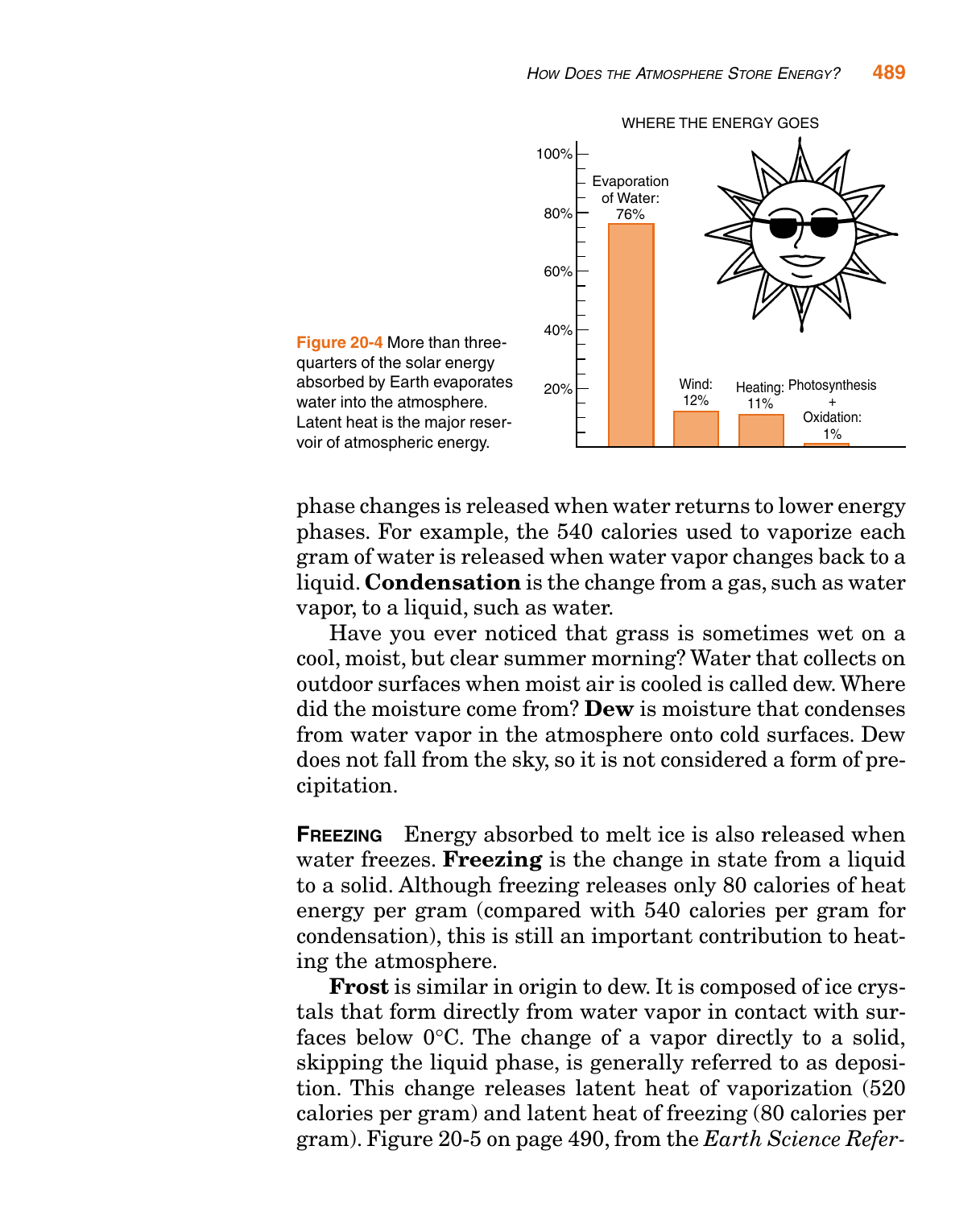Figure 20-4 More than three-quarters of the solar energy absorbed by Earth evaporates water into the atmosphere. Latent heat is the major reservoir of atmospheric energy.

phase changes is released when water returns to lower energy phases. For example, the 540 calories used to vaporize each gram of water is released when water vapor changes back to a liquid. **Condensation** is the change from a gas, such as water vapor, to a liquid, such as water.

Have you ever noticed that grass is sometimes wet on a cool, moist, but clear summer morning? Water that collects on outdoor surfaces when moist air is cooled is called dew. Where did the moisture come from? **Dew** is moisture that condenses from water vapor in the atmosphere onto cold surfaces. Dew does not fall from the sky, so it is not considered a form of precipitation.

**FREEZING** Energy absorbed to melt ice is also released when water freezes. **Freezing** is the change in state from a liquid to a solid. Although freezing releases only 80 calories of heat energy per gram (compared with 540 calories per gram for condensation), this is still an important contribution to heating the atmosphere.

**Frost** is similar in origin to dew. It is composed of ice crystals that form directly from water vapor in contact with surfaces below 0°C. The change of a vapor directly to a solid, skipping the liquid phase, is generally referred to as deposition. This change releases latent heat of vaporization (520 calories per gram) and latent heat of freezing (80 calories per gram). Figure 20-5 on page 490, from the *Earth Science Refer-*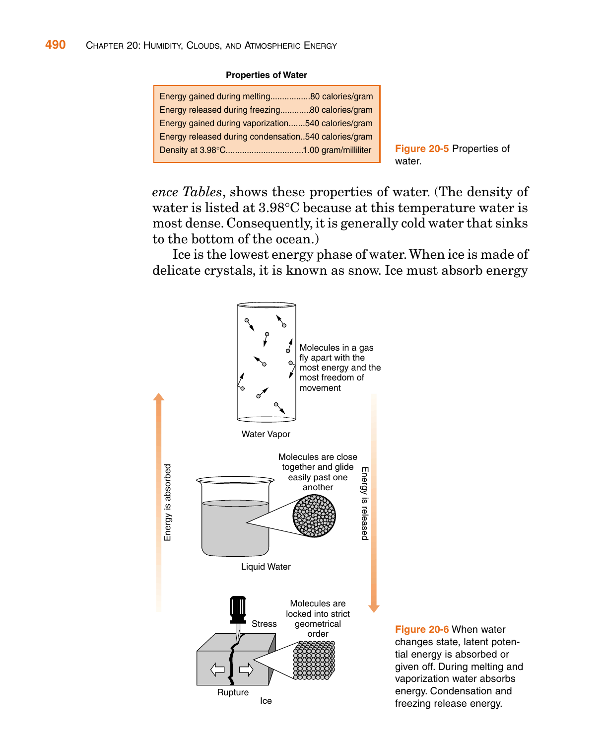**Properties of Water**

| Property | Value |
| --- | --- |
| Energy gained during melting | 80 calories/gram |
| Energy released during freezing | 80 calories/gram |
| Energy gained during vaporization | 540 calories/gram |
| Energy released during condensation | 540 calories/gram |
| Density at 3.98°C | 1.00 gram/milliliter |

**Figure 20-5** Properties of water.

*ence Tables*, shows these properties of water. (The density of water is listed at 3.98°C because at this temperature water is most dense. Consequently, it is generally cold water that sinks to the bottom of the ocean.)

Ice is the lowest energy phase of water. When ice is made of delicate crystals, it is known as snow. Ice must absorb energy

**Figure 20-6** When water changes state, latent potential energy is absorbed or given off. During melting and vaporization water absorbs energy. Condensation and freezing release energy.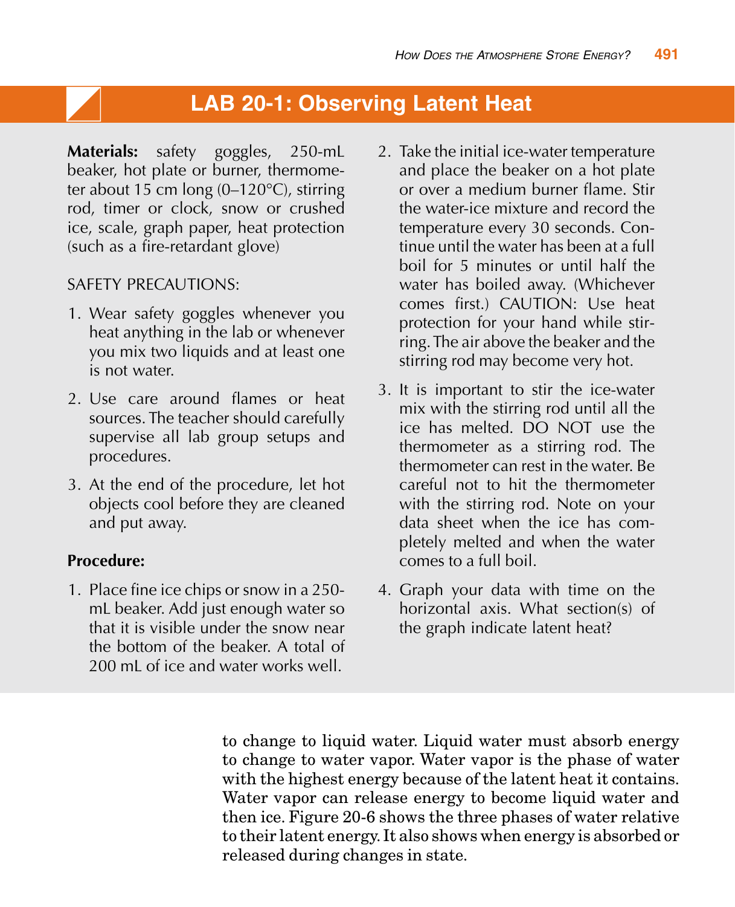## LAB 20-1: Observing Latent Heat

**Materials:** safety goggles, 250-mL beaker, hot plate or burner, thermometer about 15 cm long (0–120°C), stirring rod, timer or clock, snow or crushed ice, scale, graph paper, heat protection (such as a fire-retardant glove)

SAFETY PRECAUTIONS:

1. Wear safety goggles whenever you heat anything in the lab or whenever you mix two liquids and at least one is not water.
2. Use care around flames or heat sources. The teacher should carefully supervise all lab group setups and procedures.
3. At the end of the procedure, let hot objects cool before they are cleaned and put away.

**Procedure:**

1. Place fine ice chips or snow in a 250-mL beaker. Add just enough water so that it is visible under the snow near the bottom of the beaker. A total of 200 mL of ice and water works well.
2. Take the initial ice-water temperature and place the beaker on a hot plate or over a medium burner flame. Stir the water-ice mixture and record the temperature every 30 seconds. Continue until the water has been at a full boil for 5 minutes or until half the water has boiled away. (Whichever comes first.) CAUTION: Use heat protection for your hand while stirring. The air above the beaker and the stirring rod may become very hot.
3. It is important to stir the ice-water mix with the stirring rod until all the ice has melted. DO NOT use the thermometer as a stirring rod. The thermometer can rest in the water. Be careful not to hit the thermometer with the stirring rod. Note on your data sheet when the ice has completely melted and when the water comes to a full boil.
4. Graph your data with time on the horizontal axis. What section(s) of the graph indicate latent heat?

to change to liquid water. Liquid water must absorb energy to change to water vapor. Water vapor is the phase of water with the highest energy because of the latent heat it contains. Water vapor can release energy to become liquid water and then ice. Figure 20-6 shows the three phases of water relative to their latent energy. It also shows when energy is absorbed or released during changes in state.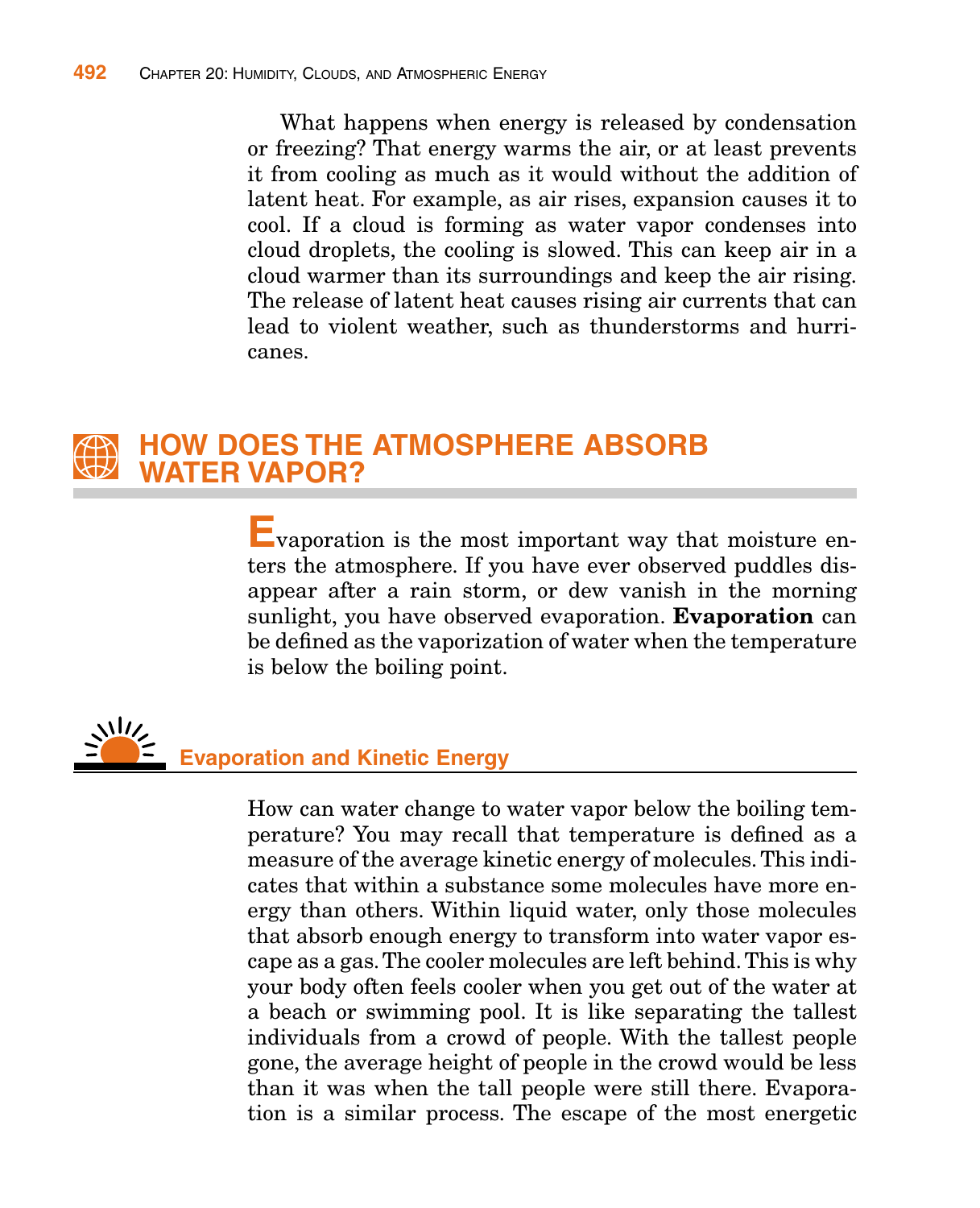What happens when energy is released by condensation or freezing? That energy warms the air, or at least prevents it from cooling as much as it would without the addition of latent heat. For example, as air rises, expansion causes it to cool. If a cloud is forming as water vapor condenses into cloud droplets, the cooling is slowed. This can keep air in a cloud warmer than its surroundings and keep the air rising. The release of latent heat causes rising air currents that can lead to violent weather, such as thunderstorms and hurricanes.

## HOW DOES THE ATMOSPHERE ABSORB WATER VAPOR?

Evaporation is the most important way that moisture enters the atmosphere. If you have ever observed puddles disappear after a rain storm, or dew vanish in the morning sunlight, you have observed evaporation. **Evaporation** can be defined as the vaporization of water when the temperature is below the boiling point.

### Evaporation and Kinetic Energy

How can water change to water vapor below the boiling temperature? You may recall that temperature is defined as a measure of the average kinetic energy of molecules. This indicates that within a substance some molecules have more energy than others. Within liquid water, only those molecules that absorb enough energy to transform into water vapor escape as a gas. The cooler molecules are left behind. This is why your body often feels cooler when you get out of the water at a beach or swimming pool. It is like separating the tallest individuals from a crowd of people. With the tallest people gone, the average height of people in the crowd would be less than it was when the tall people were still there. Evaporation is a similar process. The escape of the most energetic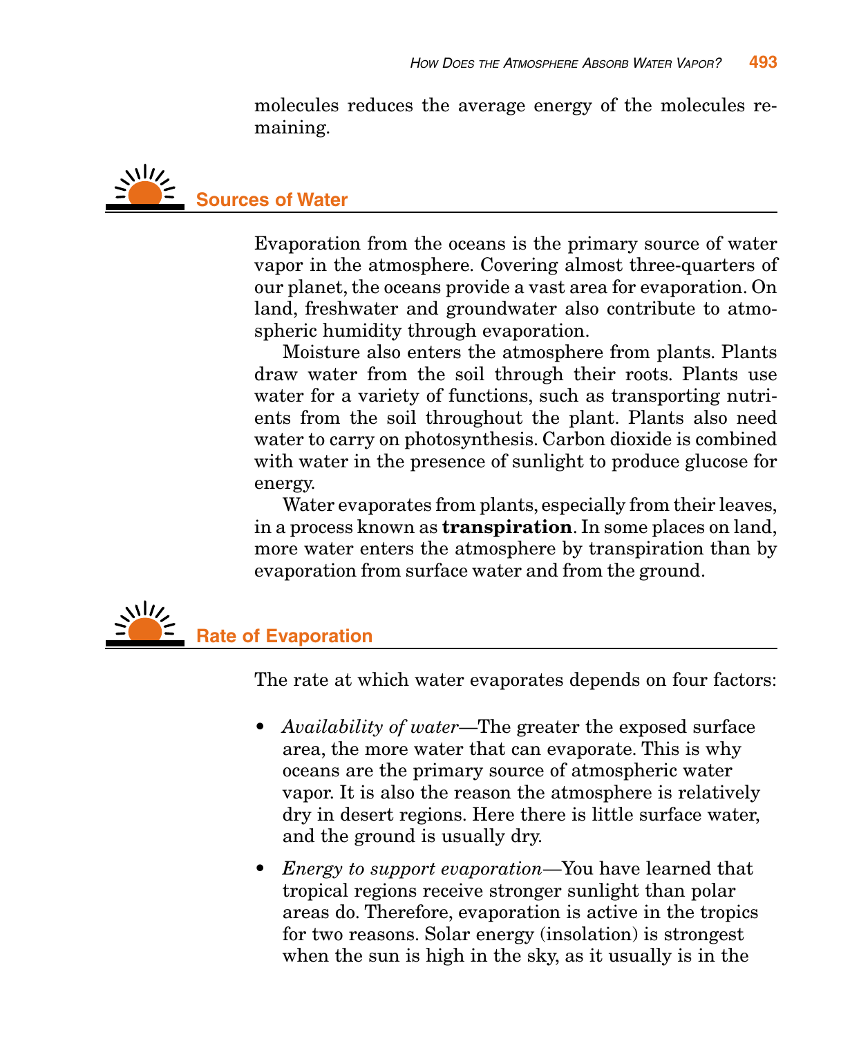molecules reduces the average energy of the molecules remaining.

## Sources of Water

Evaporation from the oceans is the primary source of water vapor in the atmosphere. Covering almost three-quarters of our planet, the oceans provide a vast area for evaporation. On land, freshwater and groundwater also contribute to atmospheric humidity through evaporation.

Moisture also enters the atmosphere from plants. Plants draw water from the soil through their roots. Plants use water for a variety of functions, such as transporting nutrients from the soil throughout the plant. Plants also need water to carry on photosynthesis. Carbon dioxide is combined with water in the presence of sunlight to produce glucose for energy.

Water evaporates from plants, especially from their leaves, in a process known as **transpiration**. In some places on land, more water enters the atmosphere by transpiration than by evaporation from surface water and from the ground.

## Rate of Evaporation

The rate at which water evaporates depends on four factors:

- *Availability of water*—The greater the exposed surface area, the more water that can evaporate. This is why oceans are the primary source of atmospheric water vapor. It is also the reason the atmosphere is relatively dry in desert regions. Here there is little surface water, and the ground is usually dry.
- *Energy to support evaporation*—You have learned that tropical regions receive stronger sunlight than polar areas do. Therefore, evaporation is active in the tropics for two reasons. Solar energy (insolation) is strongest when the sun is high in the sky, as it usually is in the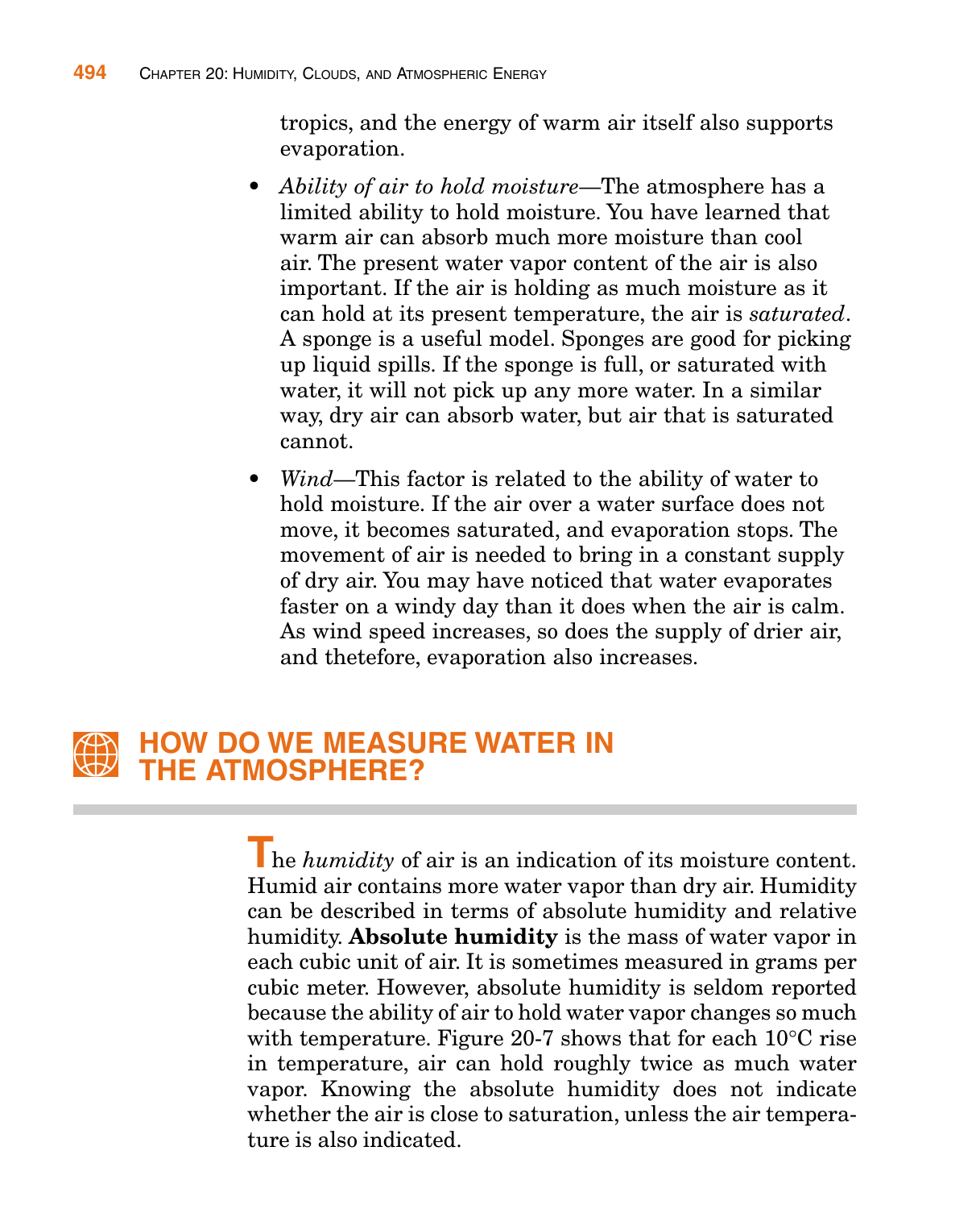tropics, and the energy of warm air itself also supports evaporation.

- *Ability of air to hold moisture*—The atmosphere has a limited ability to hold moisture. You have learned that warm air can absorb much more moisture than cool air. The present water vapor content of the air is also important. If the air is holding as much moisture as it can hold at its present temperature, the air is *saturated*. A sponge is a useful model. Sponges are good for picking up liquid spills. If the sponge is full, or saturated with water, it will not pick up any more water. In a similar way, dry air can absorb water, but air that is saturated cannot.
- *Wind*—This factor is related to the ability of water to hold moisture. If the air over a water surface does not move, it becomes saturated, and evaporation stops. The movement of air is needed to bring in a constant supply of dry air. You may have noticed that water evaporates faster on a windy day than it does when the air is calm. As wind speed increases, so does the supply of drier air, and thetefore, evaporation also increases.

## HOW DO WE MEASURE WATER IN THE ATMOSPHERE?

The *humidity* of air is an indication of its moisture content. Humid air contains more water vapor than dry air. Humidity can be described in terms of absolute humidity and relative humidity. **Absolute humidity** is the mass of water vapor in each cubic unit of air. It is sometimes measured in grams per cubic meter. However, absolute humidity is seldom reported because the ability of air to hold water vapor changes so much with temperature. Figure 20-7 shows that for each 10°C rise in temperature, air can hold roughly twice as much water vapor. Knowing the absolute humidity does not indicate whether the air is close to saturation, unless the air temperature is also indicated.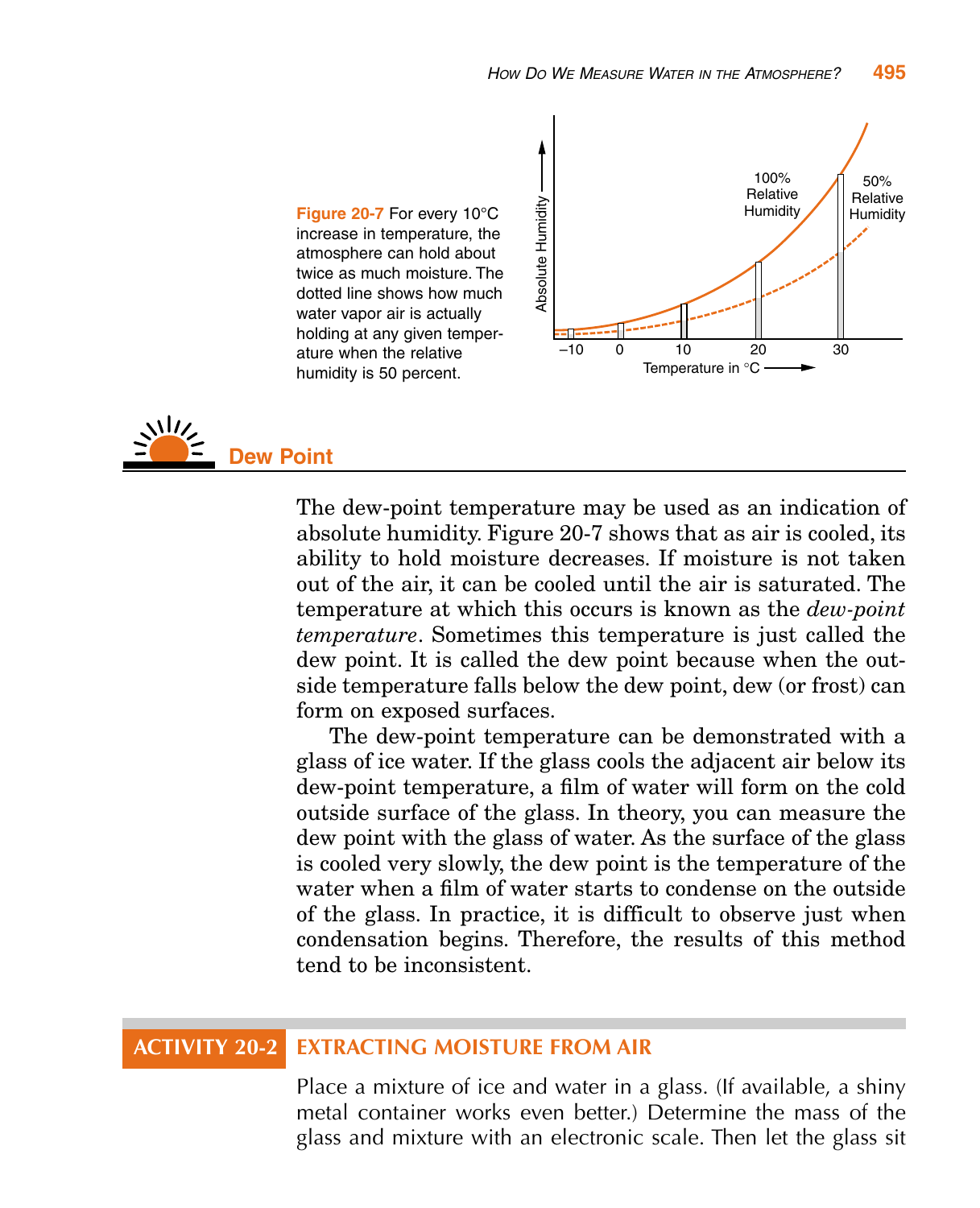Figure 20-7 For every 10°C increase in temperature, the atmosphere can hold about twice as much moisture. The dotted line shows how much water vapor air is actually holding at any given temperature when the relative humidity is 50 percent.

## Dew Point

The dew-point temperature may be used as an indication of absolute humidity. Figure 20-7 shows that as air is cooled, its ability to hold moisture decreases. If moisture is not taken out of the air, it can be cooled until the air is saturated. The temperature at which this occurs is known as the *dew-point temperature*. Sometimes this temperature is just called the dew point. It is called the dew point because when the outside temperature falls below the dew point, dew (or frost) can form on exposed surfaces.

The dew-point temperature can be demonstrated with a glass of ice water. If the glass cools the adjacent air below its dew-point temperature, a film of water will form on the cold outside surface of the glass. In theory, you can measure the dew point with the glass of water. As the surface of the glass is cooled very slowly, the dew point is the temperature of the water when a film of water starts to condense on the outside of the glass. In practice, it is difficult to observe just when condensation begins. Therefore, the results of this method tend to be inconsistent.

## ACTIVITY 20-2 EXTRACTING MOISTURE FROM AIR

Place a mixture of ice and water in a glass. (If available, a shiny metal container works even better.) Determine the mass of the glass and mixture with an electronic scale. Then let the glass sit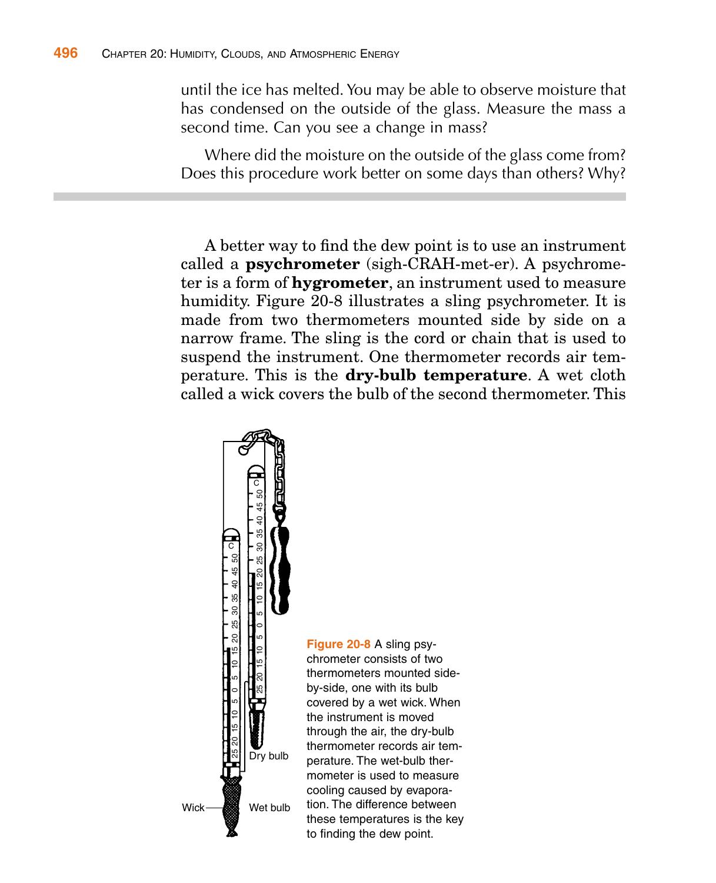until the ice has melted. You may be able to observe moisture that has condensed on the outside of the glass. Measure the mass a second time. Can you see a change in mass?

Where did the moisture on the outside of the glass come from? Does this procedure work better on some days than others? Why?

A better way to find the dew point is to use an instrument called a **psychrometer** (sigh-CRAH-met-er). A psychrometer is a form of **hygrometer**, an instrument used to measure humidity. Figure 20-8 illustrates a sling psychrometer. It is made from two thermometers mounted side by side on a narrow frame. The sling is the cord or chain that is used to suspend the instrument. One thermometer records air temperature. This is the **dry-bulb temperature**. A wet cloth called a wick covers the bulb of the second thermometer. This

**Figure 20-8** A sling psychrometer consists of two thermometers mounted side-by-side, one with its bulb covered by a wet wick. When the instrument is moved through the air, the dry-bulb thermometer records air temperature. The wet-bulb thermometer is used to measure cooling caused by evaporation. The difference between these temperatures is the key to finding the dew point.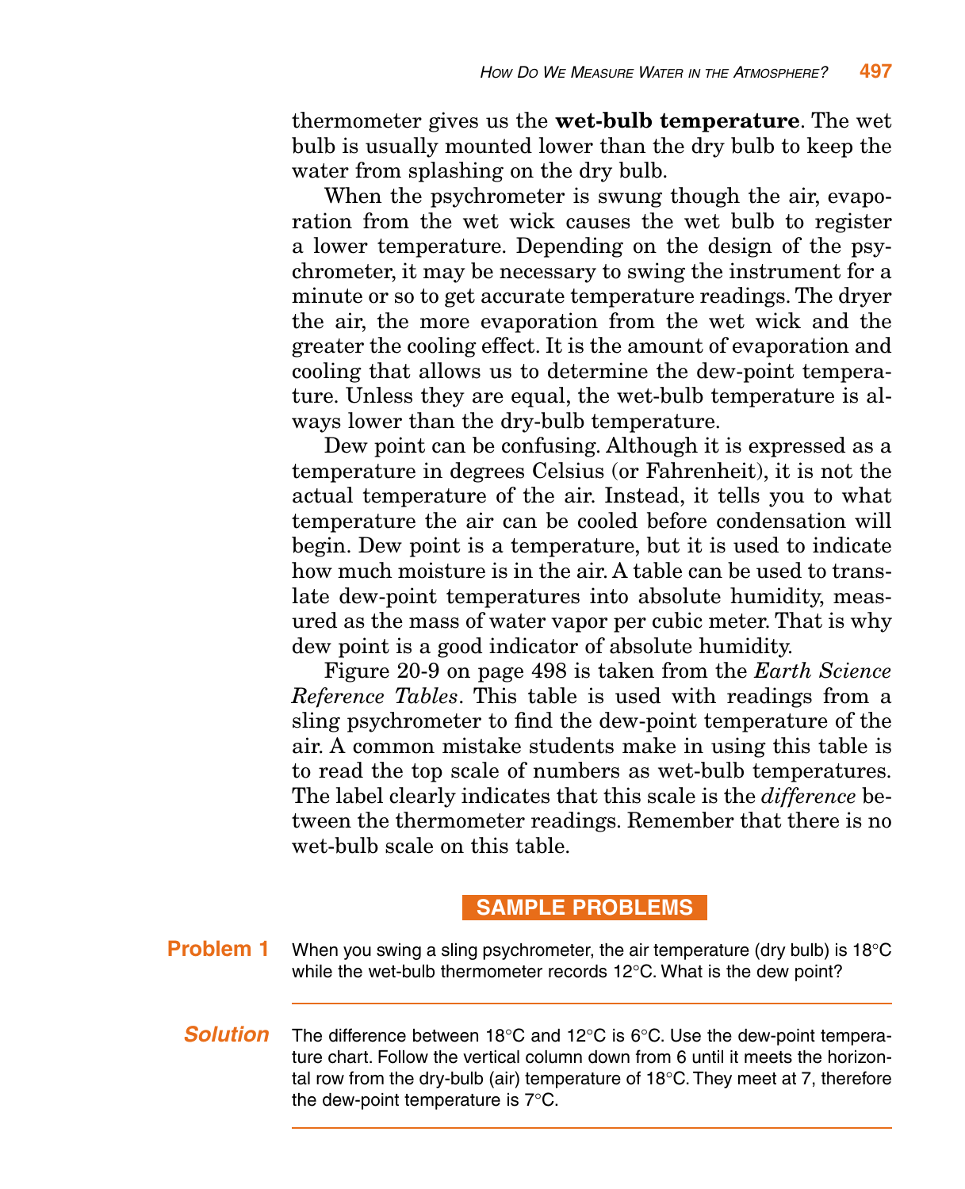thermometer gives us the **wet-bulb temperature**. The wet bulb is usually mounted lower than the dry bulb to keep the water from splashing on the dry bulb.

When the psychrometer is swung though the air, evaporation from the wet wick causes the wet bulb to register a lower temperature. Depending on the design of the psychrometer, it may be necessary to swing the instrument for a minute or so to get accurate temperature readings. The dryer the air, the more evaporation from the wet wick and the greater the cooling effect. It is the amount of evaporation and cooling that allows us to determine the dew-point temperature. Unless they are equal, the wet-bulb temperature is always lower than the dry-bulb temperature.

Dew point can be confusing. Although it is expressed as a temperature in degrees Celsius (or Fahrenheit), it is not the actual temperature of the air. Instead, it tells you to what temperature the air can be cooled before condensation will begin. Dew point is a temperature, but it is used to indicate how much moisture is in the air. A table can be used to translate dew-point temperatures into absolute humidity, measured as the mass of water vapor per cubic meter. That is why dew point is a good indicator of absolute humidity.

Figure 20-9 on page 498 is taken from the *Earth Science Reference Tables*. This table is used with readings from a sling psychrometer to find the dew-point temperature of the air. A common mistake students make in using this table is to read the top scale of numbers as wet-bulb temperatures. The label clearly indicates that this scale is the *difference* between the thermometer readings. Remember that there is no wet-bulb scale on this table.

## SAMPLE PROBLEMS

**Problem 1** When you swing a sling psychrometer, the air temperature (dry bulb) is 18°C while the wet-bulb thermometer records 12°C. What is the dew point?

***Solution*** The difference between 18°C and 12°C is 6°C. Use the dew-point temperature chart. Follow the vertical column down from 6 until it meets the horizontal row from the dry-bulb (air) temperature of 18°C. They meet at 7, therefore the dew-point temperature is 7°C.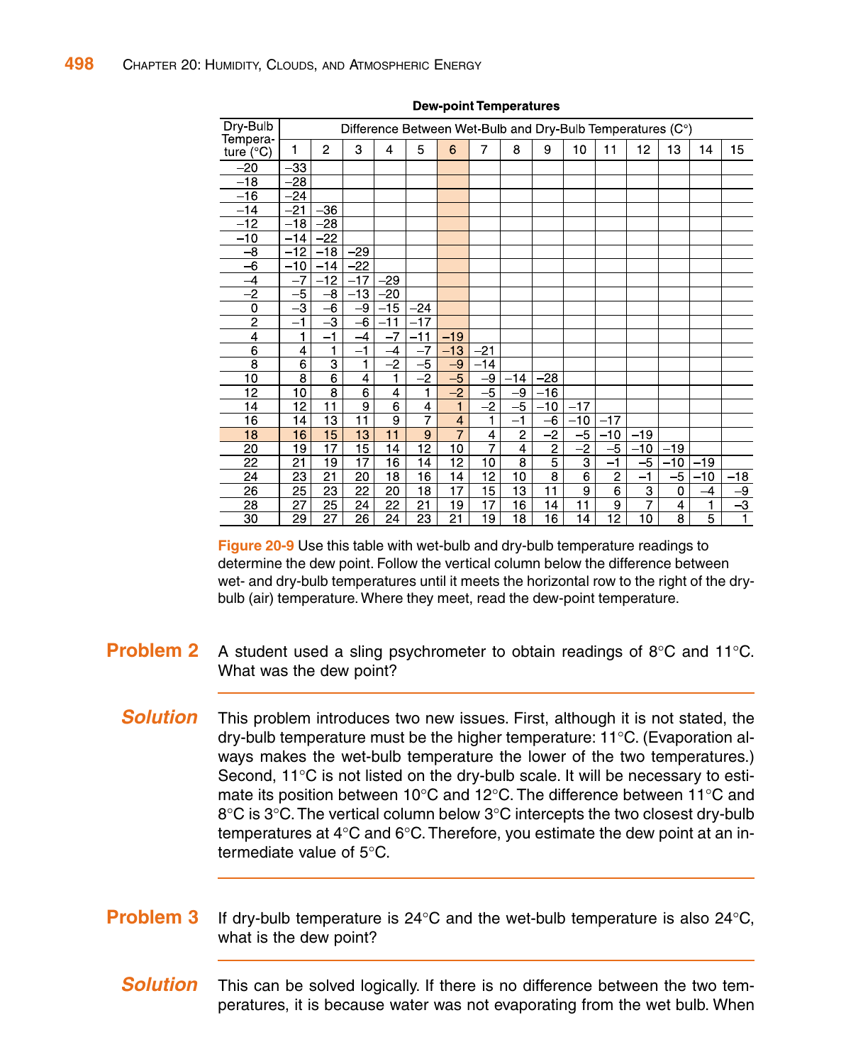**Dew-point Temperatures**

| Dry-Bulb Temperature (°C) | Difference Between Wet-Bulb and Dry-Bulb Temperatures (C°) | | | | | | | | | | | | | | |
|---|---|---|---|---|---|---|---|---|---|---|---|---|---|---|---|
| | 1 | 2 | 3 | 4 | 5 | 6 | 7 | 8 | 9 | 10 | 11 | 12 | 13 | 14 | 15 |
| −20 | −33 | | | | | | | | | | | | | | |
| −18 | −28 | | | | | | | | | | | | | | |
| −16 | −24 | | | | | | | | | | | | | | |
| −14 | −21 | −36 | | | | | | | | | | | | | |
| −12 | −18 | −28 | | | | | | | | | | | | | |
| −10 | −14 | −22 | | | | | | | | | | | | | |
| −8 | −12 | −18 | −29 | | | | | | | | | | | | |
| −6 | −10 | −14 | −22 | | | | | | | | | | | | |
| −4 | −7 | −12 | −17 | −29 | | | | | | | | | | | |
| −2 | −5 | −8 | −13 | −20 | | | | | | | | | | | |
| 0 | −3 | −6 | −9 | −15 | −24 | | | | | | | | | | |
| 2 | −1 | −3 | −6 | −11 | −17 | | | | | | | | | | |
| 4 | 1 | −1 | −4 | −7 | −11 | −19 | | | | | | | | | |
| 6 | 4 | 1 | −1 | −4 | −7 | −13 | −21 | | | | | | | | |
| 8 | 6 | 3 | 1 | −2 | −5 | −9 | −14 | | | | | | | | |
| 10 | 8 | 6 | 4 | 1 | −2 | −5 | −9 | −14 | −28 | | | | | | |
| 12 | 10 | 8 | 6 | 4 | 1 | −2 | −5 | −9 | −16 | | | | | | |
| 14 | 12 | 11 | 9 | 6 | 4 | 1 | −2 | −5 | −10 | −17 | | | | | |
| 16 | 14 | 13 | 11 | 9 | 7 | 4 | 1 | −1 | −6 | −10 | −17 | | | | |
| 18 | 16 | 15 | 13 | 11 | 9 | 7 | 4 | 2 | −2 | −5 | −10 | −19 | | | |
| 20 | 19 | 17 | 15 | 14 | 12 | 10 | 7 | 4 | 2 | −2 | −5 | −10 | −19 | | |
| 22 | 21 | 19 | 17 | 16 | 14 | 12 | 10 | 8 | 5 | 3 | −1 | −5 | −10 | −19 | |
| 24 | 23 | 21 | 20 | 18 | 16 | 14 | 12 | 10 | 8 | 6 | 2 | −1 | −5 | −10 | −18 |
| 26 | 25 | 23 | 22 | 20 | 18 | 17 | 15 | 13 | 11 | 9 | 6 | 3 | 0 | −4 | −9 |
| 28 | 27 | 25 | 24 | 22 | 21 | 19 | 17 | 16 | 14 | 11 | 9 | 7 | 4 | 1 | −3 |
| 30 | 29 | 27 | 26 | 24 | 23 | 21 | 19 | 18 | 16 | 14 | 12 | 10 | 8 | 5 | 1 |

**Figure 20-9** Use this table with wet-bulb and dry-bulb temperature readings to determine the dew point. Follow the vertical column below the difference between wet- and dry-bulb temperatures until it meets the horizontal row to the right of the dry-bulb (air) temperature. Where they meet, read the dew-point temperature.

**Problem 2** A student used a sling psychrometer to obtain readings of 8°C and 11°C. What was the dew point?

***Solution*** This problem introduces two new issues. First, although it is not stated, the dry-bulb temperature must be the higher temperature: 11°C. (Evaporation always makes the wet-bulb temperature the lower of the two temperatures.) Second, 11°C is not listed on the dry-bulb scale. It will be necessary to estimate its position between 10°C and 12°C. The difference between 11°C and 8°C is 3°C. The vertical column below 3°C intercepts the two closest dry-bulb temperatures at 4°C and 6°C. Therefore, you estimate the dew point at an intermediate value of 5°C.

**Problem 3** If dry-bulb temperature is 24°C and the wet-bulb temperature is also 24°C, what is the dew point?

***Solution*** This can be solved logically. If there is no difference between the two temperatures, it is because water was not evaporating from the wet bulb. When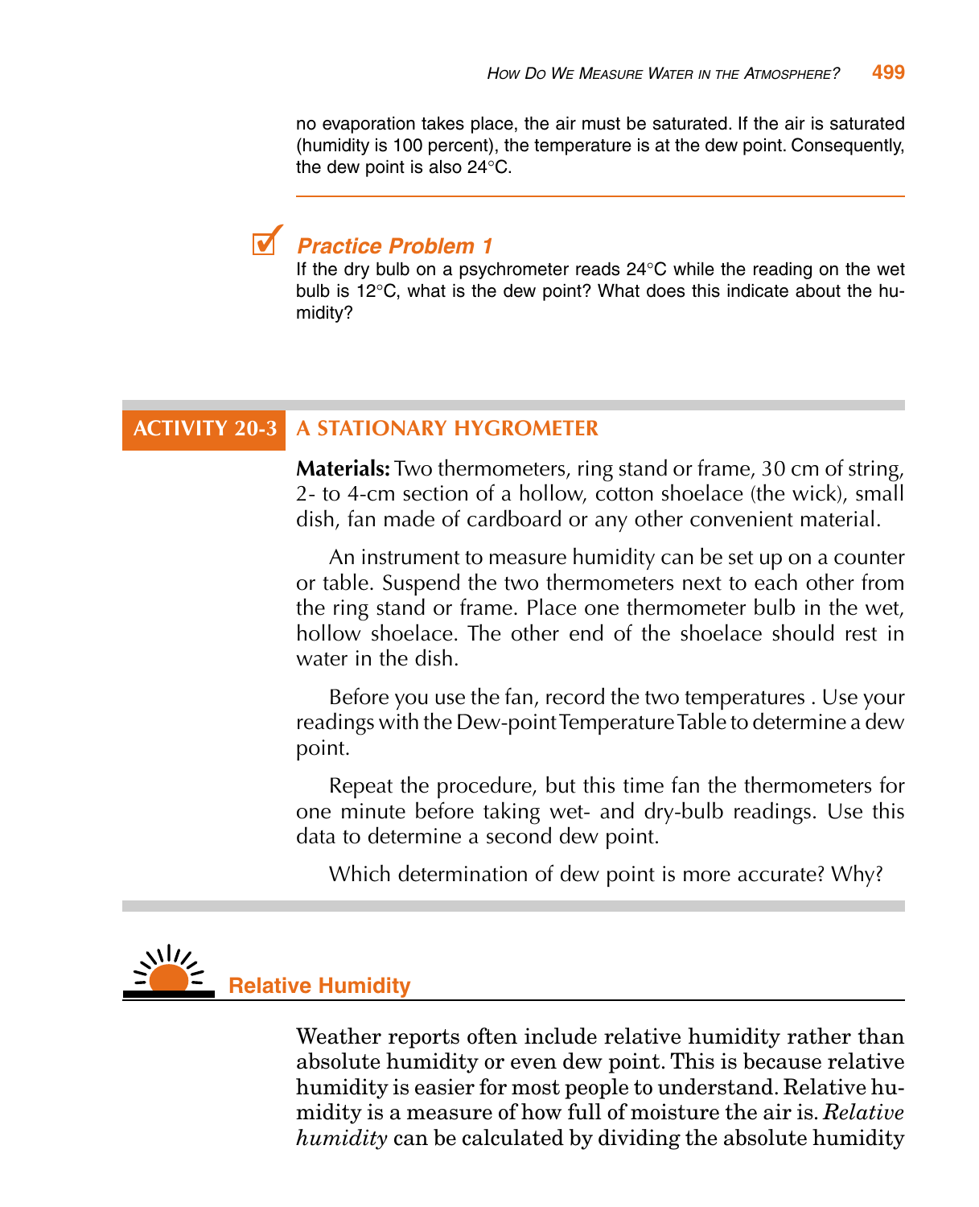no evaporation takes place, the air must be saturated. If the air is saturated (humidity is 100 percent), the temperature is at the dew point. Consequently, the dew point is also 24°C.

---

### Practice Problem 1

If the dry bulb on a psychrometer reads 24°C while the reading on the wet bulb is 12°C, what is the dew point? What does this indicate about the humidity?

## ACTIVITY 20-3 A STATIONARY HYGROMETER

**Materials:** Two thermometers, ring stand or frame, 30 cm of string, 2- to 4-cm section of a hollow, cotton shoelace (the wick), small dish, fan made of cardboard or any other convenient material.

An instrument to measure humidity can be set up on a counter or table. Suspend the two thermometers next to each other from the ring stand or frame. Place one thermometer bulb in the wet, hollow shoelace. The other end of the shoelace should rest in water in the dish.

Before you use the fan, record the two temperatures . Use your readings with the Dew-point Temperature Table to determine a dew point.

Repeat the procedure, but this time fan the thermometers for one minute before taking wet- and dry-bulb readings. Use this data to determine a second dew point.

Which determination of dew point is more accurate? Why?

## Relative Humidity

Weather reports often include relative humidity rather than absolute humidity or even dew point. This is because relative humidity is easier for most people to understand. Relative humidity is a measure of how full of moisture the air is. *Relative humidity* can be calculated by dividing the absolute humidity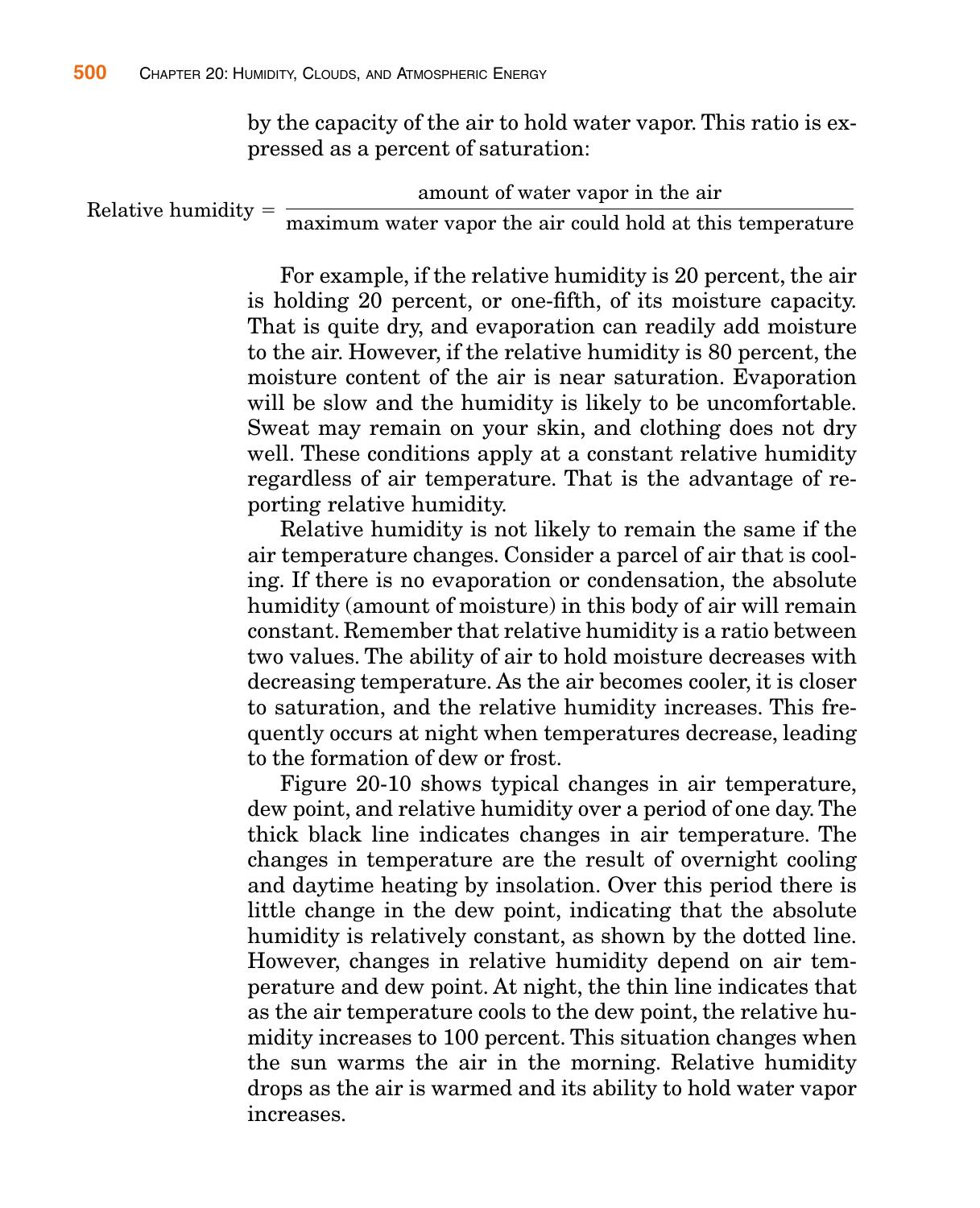by the capacity of the air to hold water vapor. This ratio is expressed as a percent of saturation:

$$\text{Relative humidity} = \frac{\text{amount of water vapor in the air}}{\text{maximum water vapor the air could hold at this temperature}}$$

For example, if the relative humidity is 20 percent, the air is holding 20 percent, or one-fifth, of its moisture capacity. That is quite dry, and evaporation can readily add moisture to the air. However, if the relative humidity is 80 percent, the moisture content of the air is near saturation. Evaporation will be slow and the humidity is likely to be uncomfortable. Sweat may remain on your skin, and clothing does not dry well. These conditions apply at a constant relative humidity regardless of air temperature. That is the advantage of reporting relative humidity.

Relative humidity is not likely to remain the same if the air temperature changes. Consider a parcel of air that is cooling. If there is no evaporation or condensation, the absolute humidity (amount of moisture) in this body of air will remain constant. Remember that relative humidity is a ratio between two values. The ability of air to hold moisture decreases with decreasing temperature. As the air becomes cooler, it is closer to saturation, and the relative humidity increases. This frequently occurs at night when temperatures decrease, leading to the formation of dew or frost.

Figure 20-10 shows typical changes in air temperature, dew point, and relative humidity over a period of one day. The thick black line indicates changes in air temperature. The changes in temperature are the result of overnight cooling and daytime heating by insolation. Over this period there is little change in the dew point, indicating that the absolute humidity is relatively constant, as shown by the dotted line. However, changes in relative humidity depend on air temperature and dew point. At night, the thin line indicates that as the air temperature cools to the dew point, the relative humidity increases to 100 percent. This situation changes when the sun warms the air in the morning. Relative humidity drops as the air is warmed and its ability to hold water vapor increases.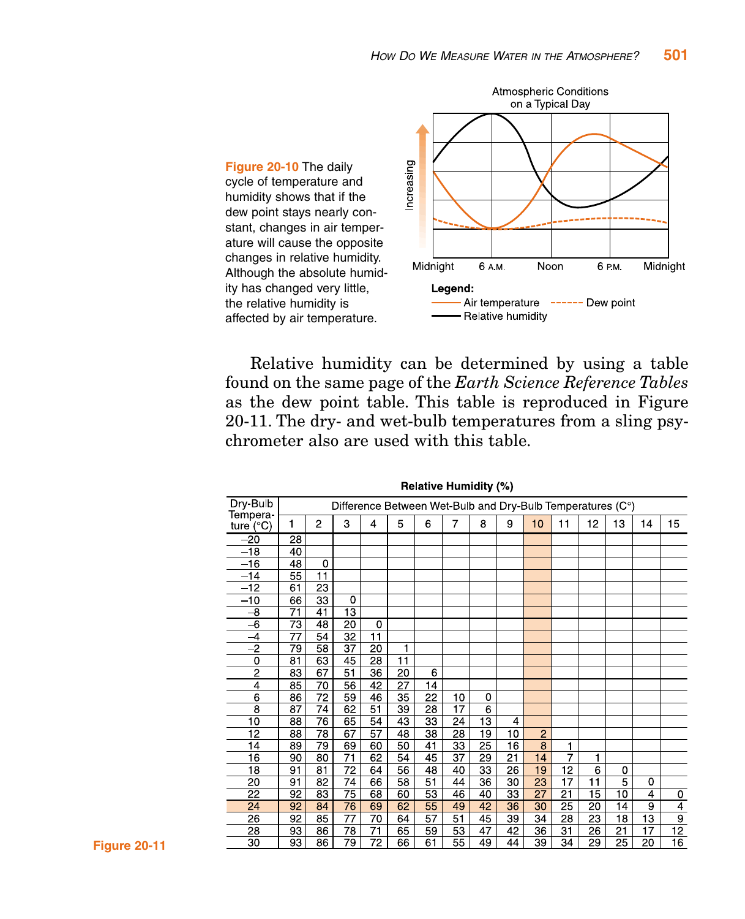**Figure 20-10** The daily cycle of temperature and humidity shows that if the dew point stays nearly constant, changes in air temperature will cause the opposite changes in relative humidity. Although the absolute humidity has changed very little, the relative humidity is affected by air temperature.

Relative humidity can be determined by using a table found on the same page of the *Earth Science Reference Tables* as the dew point table. This table is reproduced in Figure 20-11. The dry- and wet-bulb temperatures from a sling psychrometer also are used with this table.

**Relative Humidity (%)**

| Dry-Bulb Temperature (°C) | Difference Between Wet-Bulb and Dry-Bulb Temperatures (C°) | | | | | | | | | | | | | | |
|---|---|---|---|---|---|---|---|---|---|---|---|---|---|---|---|
| | 1 | 2 | 3 | 4 | 5 | 6 | 7 | 8 | 9 | 10 | 11 | 12 | 13 | 14 | 15 |
| –20 | 28 | | | | | | | | | | | | | | |
| –18 | 40 | | | | | | | | | | | | | | |
| –16 | 48 | 0 | | | | | | | | | | | | | |
| –14 | 55 | 11 | | | | | | | | | | | | | |
| –12 | 61 | 23 | | | | | | | | | | | | | |
| –10 | 66 | 33 | 0 | | | | | | | | | | | | |
| –8 | 71 | 41 | 13 | | | | | | | | | | | | |
| –6 | 73 | 48 | 20 | 0 | | | | | | | | | | | |
| –4 | 77 | 54 | 32 | 11 | | | | | | | | | | | |
| –2 | 79 | 58 | 37 | 20 | 1 | | | | | | | | | | |
| 0 | 81 | 63 | 45 | 28 | 11 | | | | | | | | | | |
| 2 | 83 | 67 | 51 | 36 | 20 | 6 | | | | | | | | | |
| 4 | 85 | 70 | 56 | 42 | 27 | 14 | | | | | | | | | |
| 6 | 86 | 72 | 59 | 46 | 35 | 22 | 10 | 0 | | | | | | | |
| 8 | 87 | 74 | 62 | 51 | 39 | 28 | 17 | 6 | | | | | | | |
| 10 | 88 | 76 | 65 | 54 | 43 | 33 | 24 | 13 | 4 | | | | | | |
| 12 | 88 | 78 | 67 | 57 | 48 | 38 | 28 | 19 | 10 | 2 | | | | | |
| 14 | 89 | 79 | 69 | 60 | 50 | 41 | 33 | 25 | 16 | 8 | 1 | | | | |
| 16 | 90 | 80 | 71 | 62 | 54 | 45 | 37 | 29 | 21 | 14 | 7 | 1 | | | |
| 18 | 91 | 81 | 72 | 64 | 56 | 48 | 40 | 33 | 26 | 19 | 12 | 6 | 0 | | |
| 20 | 91 | 82 | 74 | 66 | 58 | 51 | 44 | 36 | 30 | 23 | 17 | 11 | 5 | 0 | |
| 22 | 92 | 83 | 75 | 68 | 60 | 53 | 46 | 40 | 33 | 27 | 21 | 15 | 10 | 4 | 0 |
| 24 | 92 | 84 | 76 | 69 | 62 | 55 | 49 | 42 | 36 | 30 | 25 | 20 | 14 | 9 | 4 |
| 26 | 92 | 85 | 77 | 70 | 64 | 57 | 51 | 45 | 39 | 34 | 28 | 23 | 18 | 13 | 9 |
| 28 | 93 | 86 | 78 | 71 | 65 | 59 | 53 | 47 | 42 | 36 | 31 | 26 | 21 | 17 | 12 |
| 30 | 93 | 86 | 79 | 72 | 66 | 61 | 55 | 49 | 44 | 39 | 34 | 29 | 25 | 20 | 16 |

**Figure 20-11**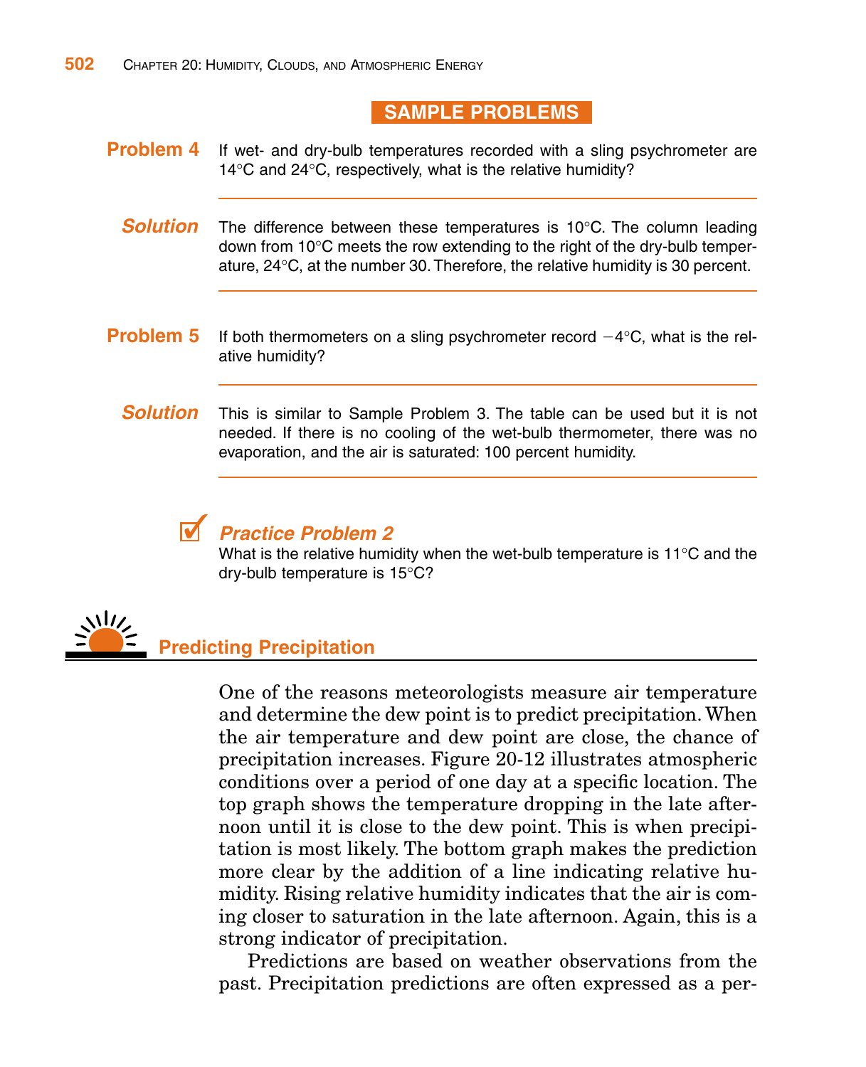## SAMPLE PROBLEMS

**Problem 4** If wet- and dry-bulb temperatures recorded with a sling psychrometer are 14°C and 24°C, respectively, what is the relative humidity?

***Solution*** The difference between these temperatures is 10°C. The column leading down from 10°C meets the row extending to the right of the dry-bulb temperature, 24°C, at the number 30. Therefore, the relative humidity is 30 percent.

**Problem 5** If both thermometers on a sling psychrometer record −4°C, what is the relative humidity?

***Solution*** This is similar to Sample Problem 3. The table can be used but it is not needed. If there is no cooling of the wet-bulb thermometer, there was no evaporation, and the air is saturated: 100 percent humidity.

### *Practice Problem 2*

What is the relative humidity when the wet-bulb temperature is 11°C and the dry-bulb temperature is 15°C?

## Predicting Precipitation

One of the reasons meteorologists measure air temperature and determine the dew point is to predict precipitation. When the air temperature and dew point are close, the chance of precipitation increases. Figure 20-12 illustrates atmospheric conditions over a period of one day at a specific location. The top graph shows the temperature dropping in the late afternoon until it is close to the dew point. This is when precipitation is most likely. The bottom graph makes the prediction more clear by the addition of a line indicating relative humidity. Rising relative humidity indicates that the air is coming closer to saturation in the late afternoon. Again, this is a strong indicator of precipitation.

Predictions are based on weather observations from the past. Precipitation predictions are often expressed as a per-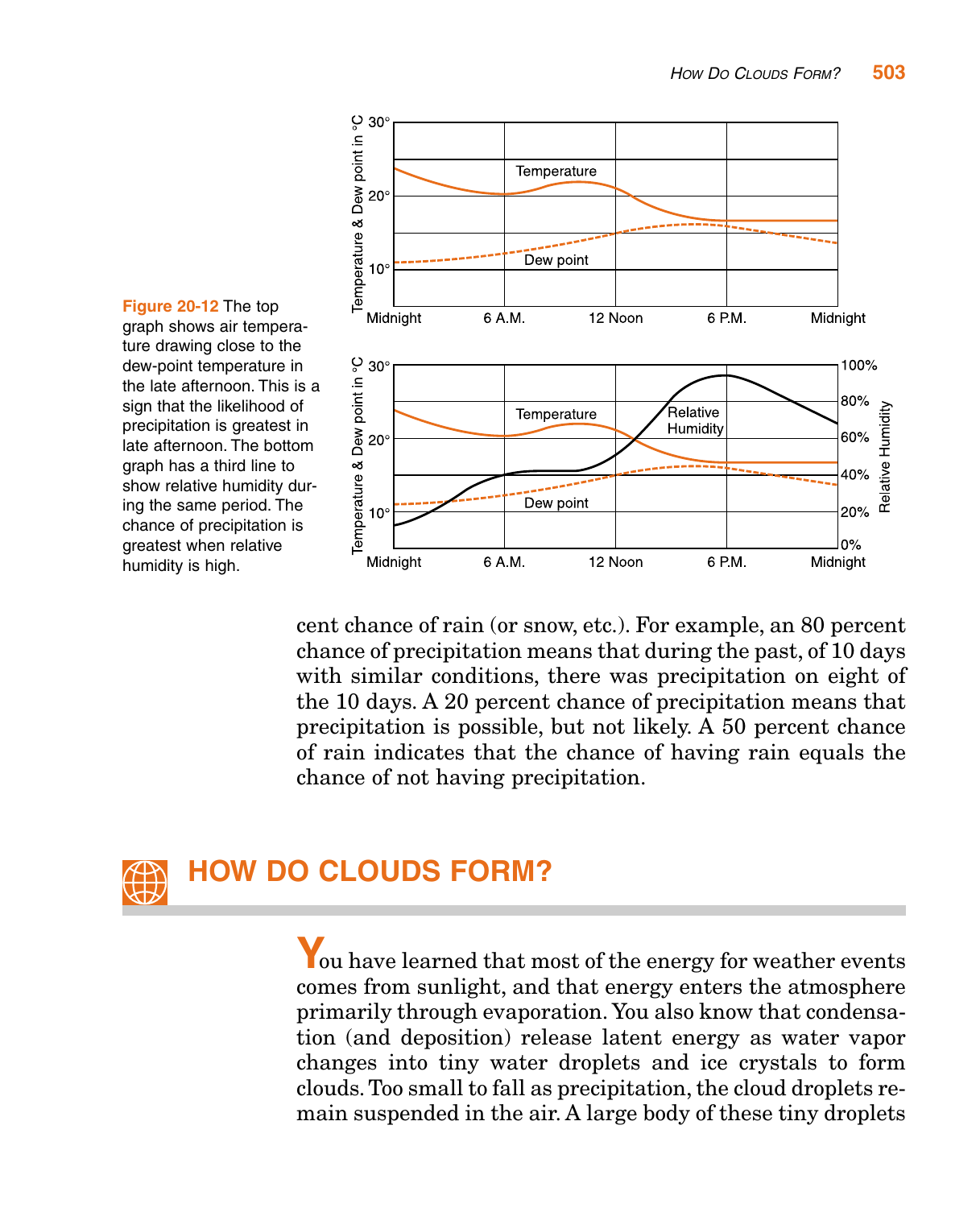Figure 20-12 The top graph shows air temperature drawing close to the dew-point temperature in the late afternoon. This is a sign that the likelihood of precipitation is greatest in late afternoon. The bottom graph has a third line to show relative humidity during the same period. The chance of precipitation is greatest when relative humidity is high.

cent chance of rain (or snow, etc.). For example, an 80 percent chance of precipitation means that during the past, of 10 days with similar conditions, there was precipitation on eight of the 10 days. A 20 percent chance of precipitation means that precipitation is possible, but not likely. A 50 percent chance of rain indicates that the chance of having rain equals the chance of not having precipitation.

## HOW DO CLOUDS FORM?

You have learned that most of the energy for weather events comes from sunlight, and that energy enters the atmosphere primarily through evaporation. You also know that condensation (and deposition) release latent energy as water vapor changes into tiny water droplets and ice crystals to form clouds. Too small to fall as precipitation, the cloud droplets remain suspended in the air. A large body of these tiny droplets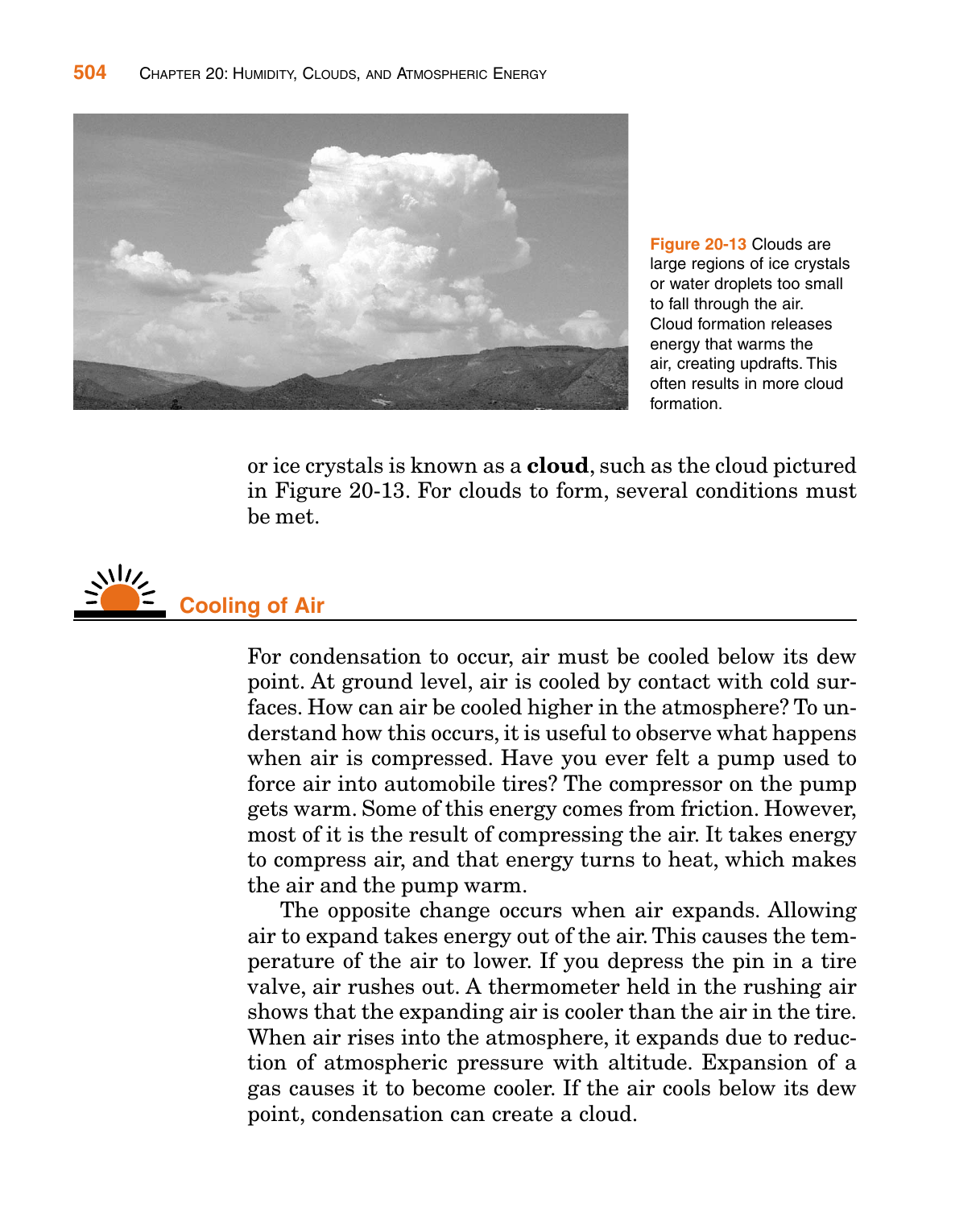Figure 20-13 Clouds are large regions of ice crystals or water droplets too small to fall through the air. Cloud formation releases energy that warms the air, creating updrafts. This often results in more cloud formation.

or ice crystals is known as a **cloud**, such as the cloud pictured in Figure 20-13. For clouds to form, several conditions must be met.

## Cooling of Air

For condensation to occur, air must be cooled below its dew point. At ground level, air is cooled by contact with cold surfaces. How can air be cooled higher in the atmosphere? To understand how this occurs, it is useful to observe what happens when air is compressed. Have you ever felt a pump used to force air into automobile tires? The compressor on the pump gets warm. Some of this energy comes from friction. However, most of it is the result of compressing the air. It takes energy to compress air, and that energy turns to heat, which makes the air and the pump warm.

The opposite change occurs when air expands. Allowing air to expand takes energy out of the air. This causes the temperature of the air to lower. If you depress the pin in a tire valve, air rushes out. A thermometer held in the rushing air shows that the expanding air is cooler than the air in the tire. When air rises into the atmosphere, it expands due to reduction of atmospheric pressure with altitude. Expansion of a gas causes it to become cooler. If the air cools below its dew point, condensation can create a cloud.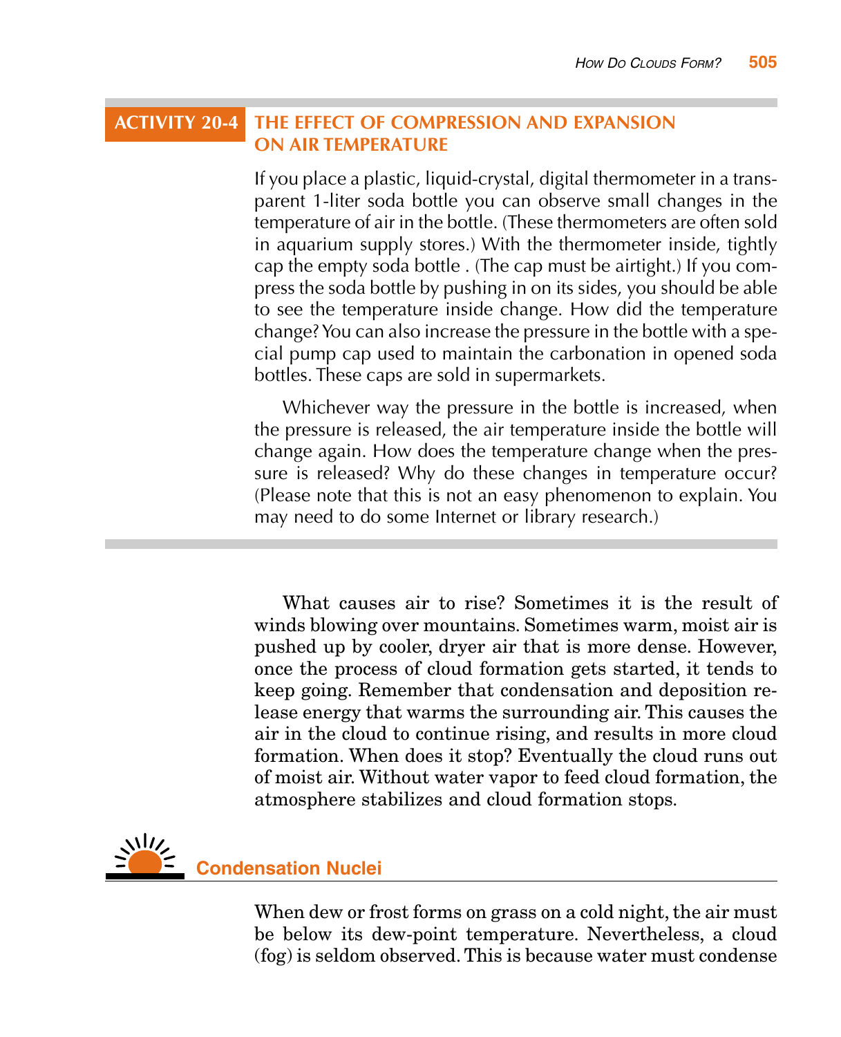## ACTIVITY 20-4 THE EFFECT OF COMPRESSION AND EXPANSION ON AIR TEMPERATURE

If you place a plastic, liquid-crystal, digital thermometer in a transparent 1-liter soda bottle you can observe small changes in the temperature of air in the bottle. (These thermometers are often sold in aquarium supply stores.) With the thermometer inside, tightly cap the empty soda bottle . (The cap must be airtight.) If you compress the soda bottle by pushing in on its sides, you should be able to see the temperature inside change. How did the temperature change? You can also increase the pressure in the bottle with a special pump cap used to maintain the carbonation in opened soda bottles. These caps are sold in supermarkets.

Whichever way the pressure in the bottle is increased, when the pressure is released, the air temperature inside the bottle will change again. How does the temperature change when the pressure is released? Why do these changes in temperature occur? (Please note that this is not an easy phenomenon to explain. You may need to do some Internet or library research.)

What causes air to rise? Sometimes it is the result of winds blowing over mountains. Sometimes warm, moist air is pushed up by cooler, dryer air that is more dense. However, once the process of cloud formation gets started, it tends to keep going. Remember that condensation and deposition release energy that warms the surrounding air. This causes the air in the cloud to continue rising, and results in more cloud formation. When does it stop? Eventually the cloud runs out of moist air. Without water vapor to feed cloud formation, the atmosphere stabilizes and cloud formation stops.

## Condensation Nuclei

When dew or frost forms on grass on a cold night, the air must be below its dew-point temperature. Nevertheless, a cloud (fog) is seldom observed. This is because water must condense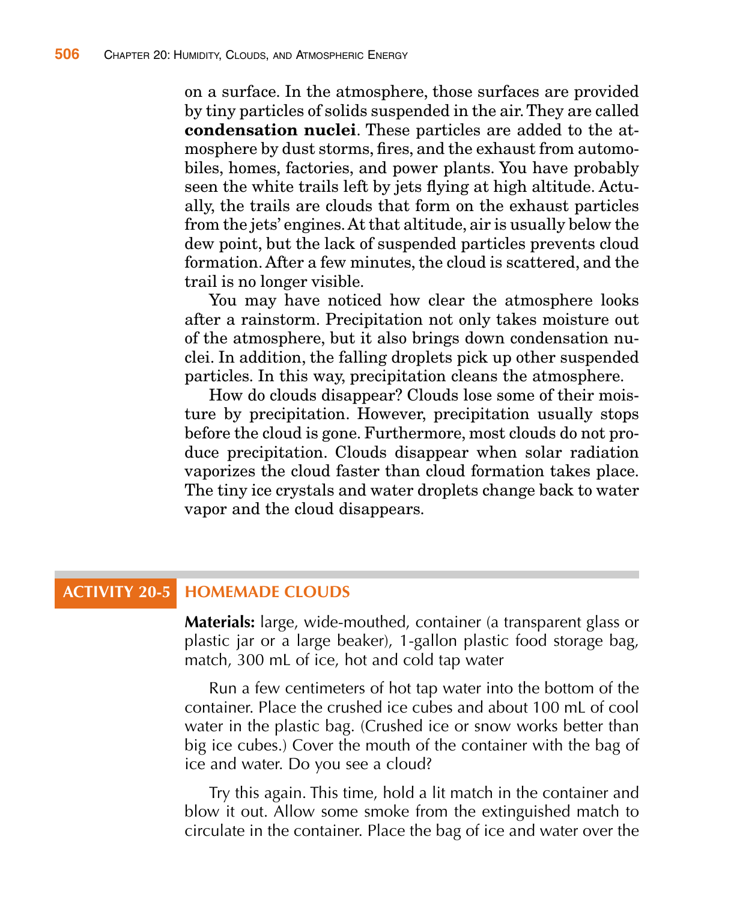on a surface. In the atmosphere, those surfaces are provided by tiny particles of solids suspended in the air. They are called **condensation nuclei**. These particles are added to the atmosphere by dust storms, fires, and the exhaust from automobiles, homes, factories, and power plants. You have probably seen the white trails left by jets flying at high altitude. Actually, the trails are clouds that form on the exhaust particles from the jets' engines. At that altitude, air is usually below the dew point, but the lack of suspended particles prevents cloud formation. After a few minutes, the cloud is scattered, and the trail is no longer visible.

You may have noticed how clear the atmosphere looks after a rainstorm. Precipitation not only takes moisture out of the atmosphere, but it also brings down condensation nuclei. In addition, the falling droplets pick up other suspended particles. In this way, precipitation cleans the atmosphere.

How do clouds disappear? Clouds lose some of their moisture by precipitation. However, precipitation usually stops before the cloud is gone. Furthermore, most clouds do not produce precipitation. Clouds disappear when solar radiation vaporizes the cloud faster than cloud formation takes place. The tiny ice crystals and water droplets change back to water vapor and the cloud disappears.

## ACTIVITY 20-5 HOMEMADE CLOUDS

**Materials:** large, wide-mouthed, container (a transparent glass or plastic jar or a large beaker), 1-gallon plastic food storage bag, match, 300 mL of ice, hot and cold tap water

Run a few centimeters of hot tap water into the bottom of the container. Place the crushed ice cubes and about 100 mL of cool water in the plastic bag. (Crushed ice or snow works better than big ice cubes.) Cover the mouth of the container with the bag of ice and water. Do you see a cloud?

Try this again. This time, hold a lit match in the container and blow it out. Allow some smoke from the extinguished match to circulate in the container. Place the bag of ice and water over the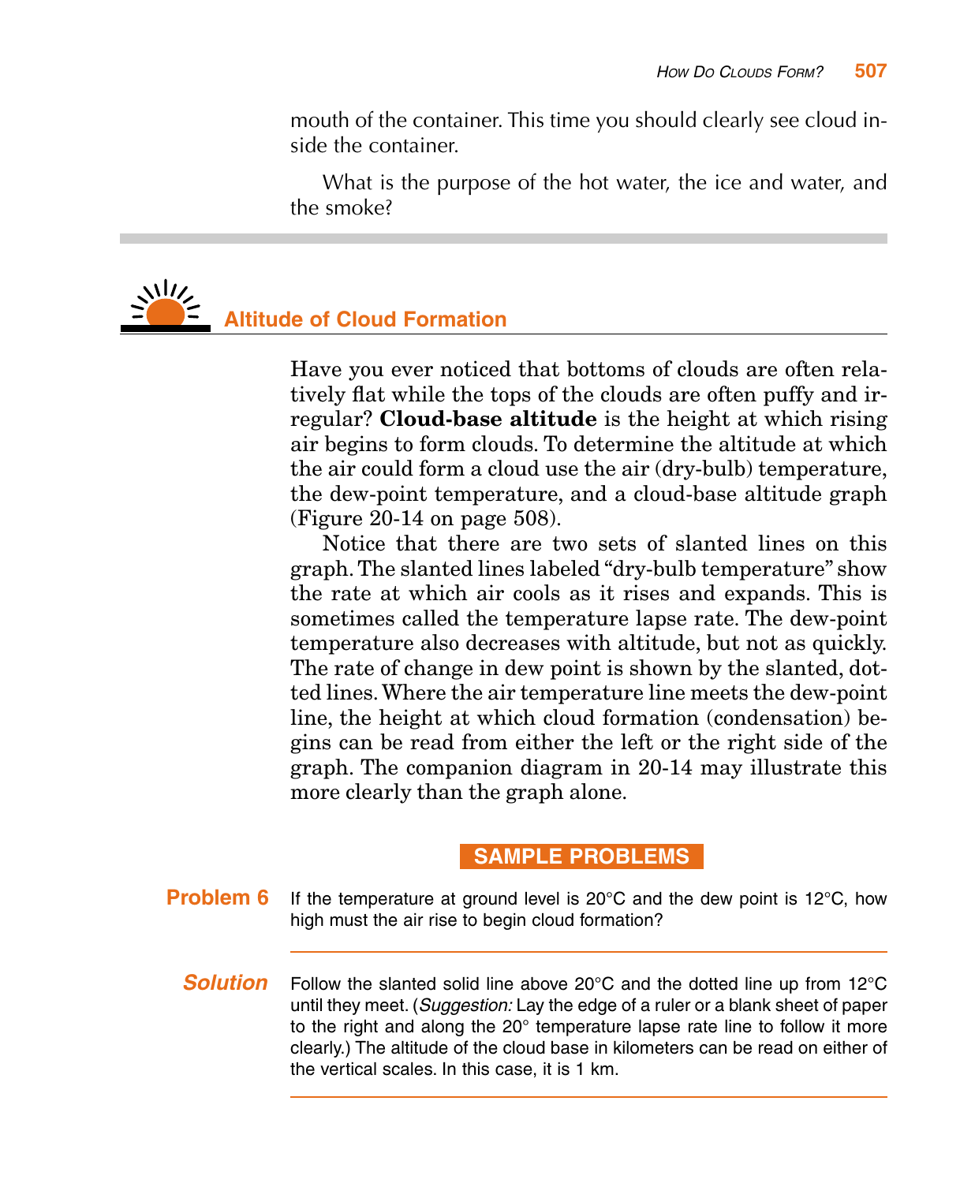mouth of the container. This time you should clearly see cloud inside the container.

What is the purpose of the hot water, the ice and water, and the smoke?

## Altitude of Cloud Formation

Have you ever noticed that bottoms of clouds are often relatively flat while the tops of the clouds are often puffy and irregular? **Cloud-base altitude** is the height at which rising air begins to form clouds. To determine the altitude at which the air could form a cloud use the air (dry-bulb) temperature, the dew-point temperature, and a cloud-base altitude graph (Figure 20-14 on page 508).

Notice that there are two sets of slanted lines on this graph. The slanted lines labeled "dry-bulb temperature" show the rate at which air cools as it rises and expands. This is sometimes called the temperature lapse rate. The dew-point temperature also decreases with altitude, but not as quickly. The rate of change in dew point is shown by the slanted, dotted lines. Where the air temperature line meets the dew-point line, the height at which cloud formation (condensation) begins can be read from either the left or the right side of the graph. The companion diagram in 20-14 may illustrate this more clearly than the graph alone.

### SAMPLE PROBLEMS

**Problem 6** If the temperature at ground level is 20°C and the dew point is 12°C, how high must the air rise to begin cloud formation?

***Solution*** Follow the slanted solid line above 20°C and the dotted line up from 12°C until they meet. (*Suggestion:* Lay the edge of a ruler or a blank sheet of paper to the right and along the 20° temperature lapse rate line to follow it more clearly.) The altitude of the cloud base in kilometers can be read on either of the vertical scales. In this case, it is 1 km.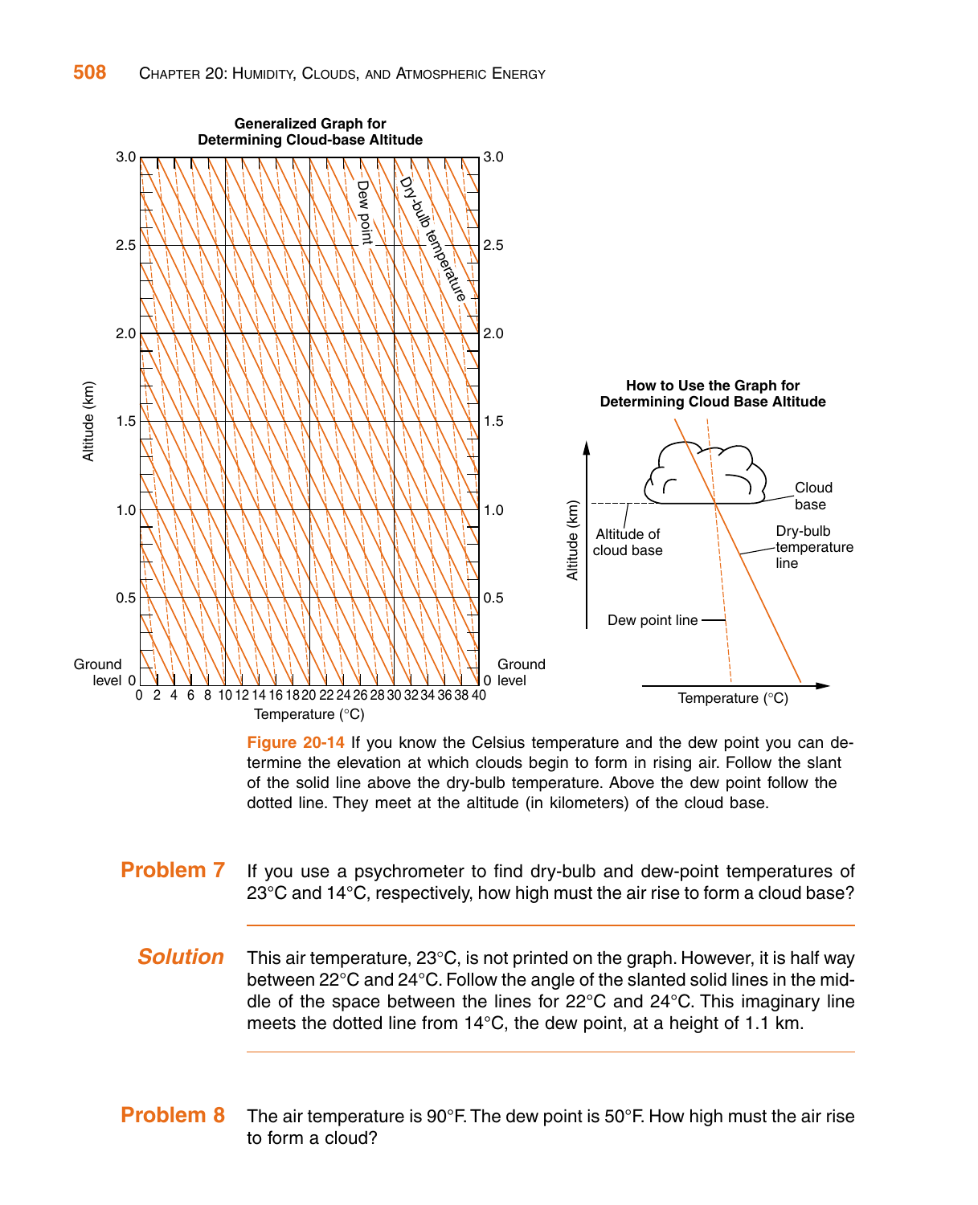**Generalized Graph for Determining Cloud-base Altitude**

**How to Use the Graph for Determining Cloud Base Altitude**

**Figure 20-14** If you know the Celsius temperature and the dew point you can determine the elevation at which clouds begin to form in rising air. Follow the slant of the solid line above the dry-bulb temperature. Above the dew point follow the dotted line. They meet at the altitude (in kilometers) of the cloud base.

## Problem 7

If you use a psychrometer to find dry-bulb and dew-point temperatures of 23°C and 14°C, respectively, how high must the air rise to form a cloud base?

### *Solution*

This air temperature, 23°C, is not printed on the graph. However, it is half way between 22°C and 24°C. Follow the angle of the slanted solid lines in the middle of the space between the lines for 22°C and 24°C. This imaginary line meets the dotted line from 14°C, the dew point, at a height of 1.1 km.

## Problem 8

The air temperature is 90°F. The dew point is 50°F. How high must the air rise to form a cloud?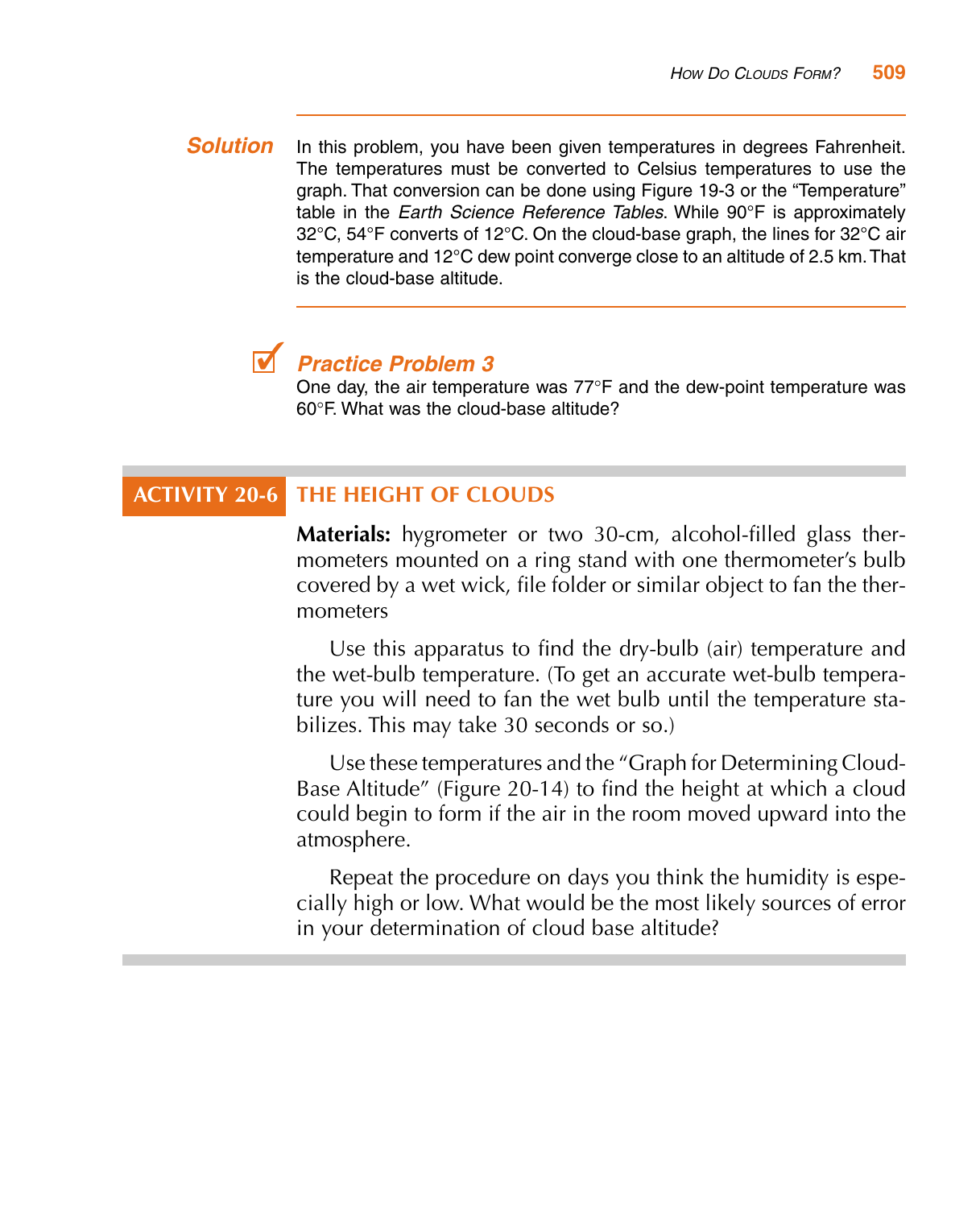**Solution** In this problem, you have been given temperatures in degrees Fahrenheit. The temperatures must be converted to Celsius temperatures to use the graph. That conversion can be done using Figure 19-3 or the "Temperature" table in the *Earth Science Reference Tables*. While 90°F is approximately 32°C, 54°F converts of 12°C. On the cloud-base graph, the lines for 32°C air temperature and 12°C dew point converge close to an altitude of 2.5 km. That is the cloud-base altitude.

### Practice Problem 3

One day, the air temperature was 77°F and the dew-point temperature was 60°F. What was the cloud-base altitude?

## ACTIVITY 20-6 THE HEIGHT OF CLOUDS

**Materials:** hygrometer or two 30-cm, alcohol-filled glass thermometers mounted on a ring stand with one thermometer's bulb covered by a wet wick, file folder or similar object to fan the thermometers

Use this apparatus to find the dry-bulb (air) temperature and the wet-bulb temperature. (To get an accurate wet-bulb temperature you will need to fan the wet bulb until the temperature stabilizes. This may take 30 seconds or so.)

Use these temperatures and the "Graph for Determining Cloud-Base Altitude" (Figure 20-14) to find the height at which a cloud could begin to form if the air in the room moved upward into the atmosphere.

Repeat the procedure on days you think the humidity is especially high or low. What would be the most likely sources of error in your determination of cloud base altitude?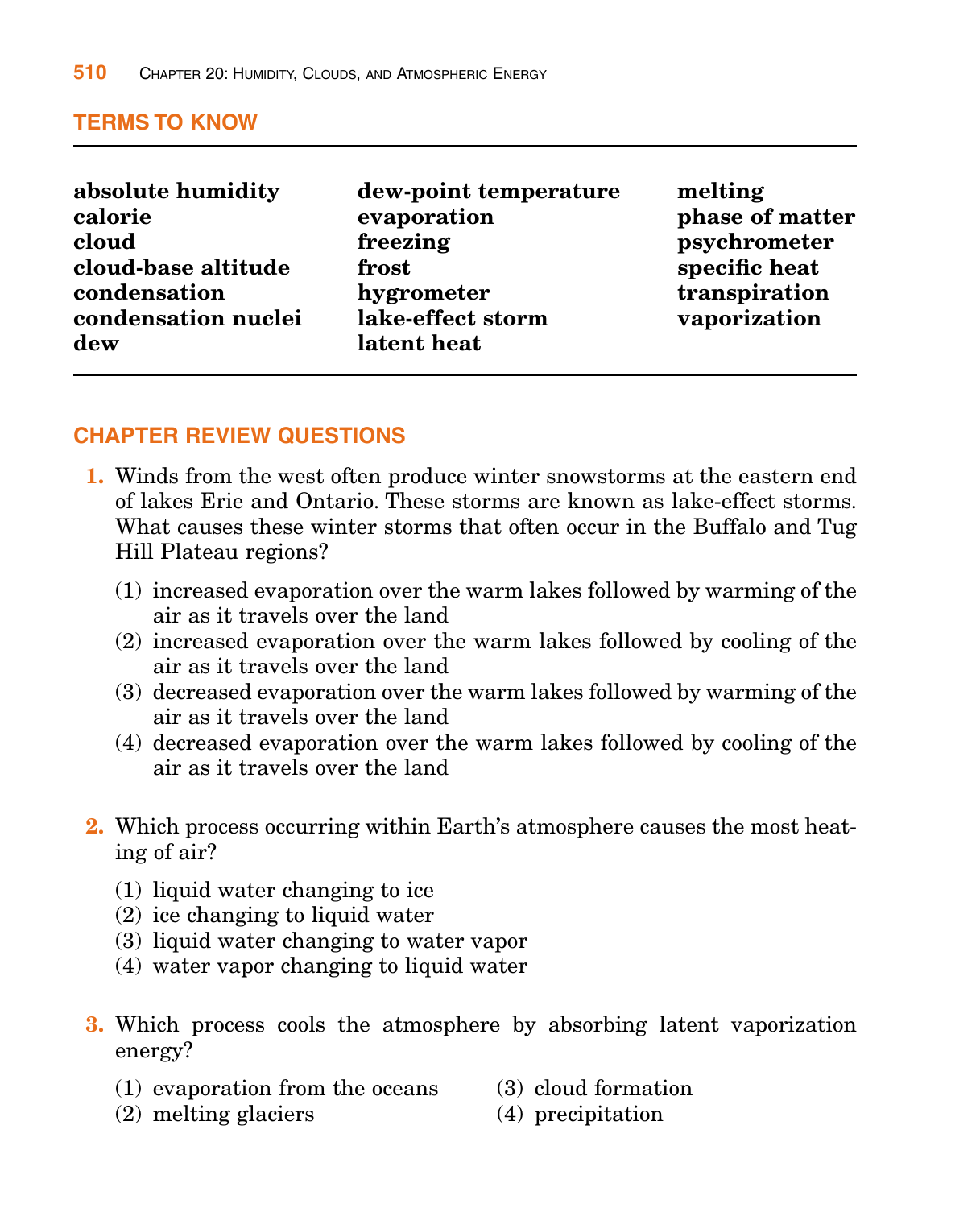## TERMS TO KNOW

**absolute humidity**
**calorie**
**cloud**
**cloud-base altitude**
**condensation**
**condensation nuclei**
**dew**
**dew-point temperature**
**evaporation**
**freezing**
**frost**
**hygrometer**
**lake-effect storm**
**latent heat**
**melting**
**phase of matter**
**psychrometer**
**specific heat**
**transpiration**
**vaporization**

## CHAPTER REVIEW QUESTIONS

**1.** Winds from the west often produce winter snowstorms at the eastern end of lakes Erie and Ontario. These storms are known as lake-effect storms. What causes these winter storms that often occur in the Buffalo and Tug Hill Plateau regions?

(1) increased evaporation over the warm lakes followed by warming of the air as it travels over the land
(2) increased evaporation over the warm lakes followed by cooling of the air as it travels over the land
(3) decreased evaporation over the warm lakes followed by warming of the air as it travels over the land
(4) decreased evaporation over the warm lakes followed by cooling of the air as it travels over the land

**2.** Which process occurring within Earth's atmosphere causes the most heating of air?

(1) liquid water changing to ice
(2) ice changing to liquid water
(3) liquid water changing to water vapor
(4) water vapor changing to liquid water

**3.** Which process cools the atmosphere by absorbing latent vaporization energy?

(1) evaporation from the oceans
(2) melting glaciers
(3) cloud formation
(4) precipitation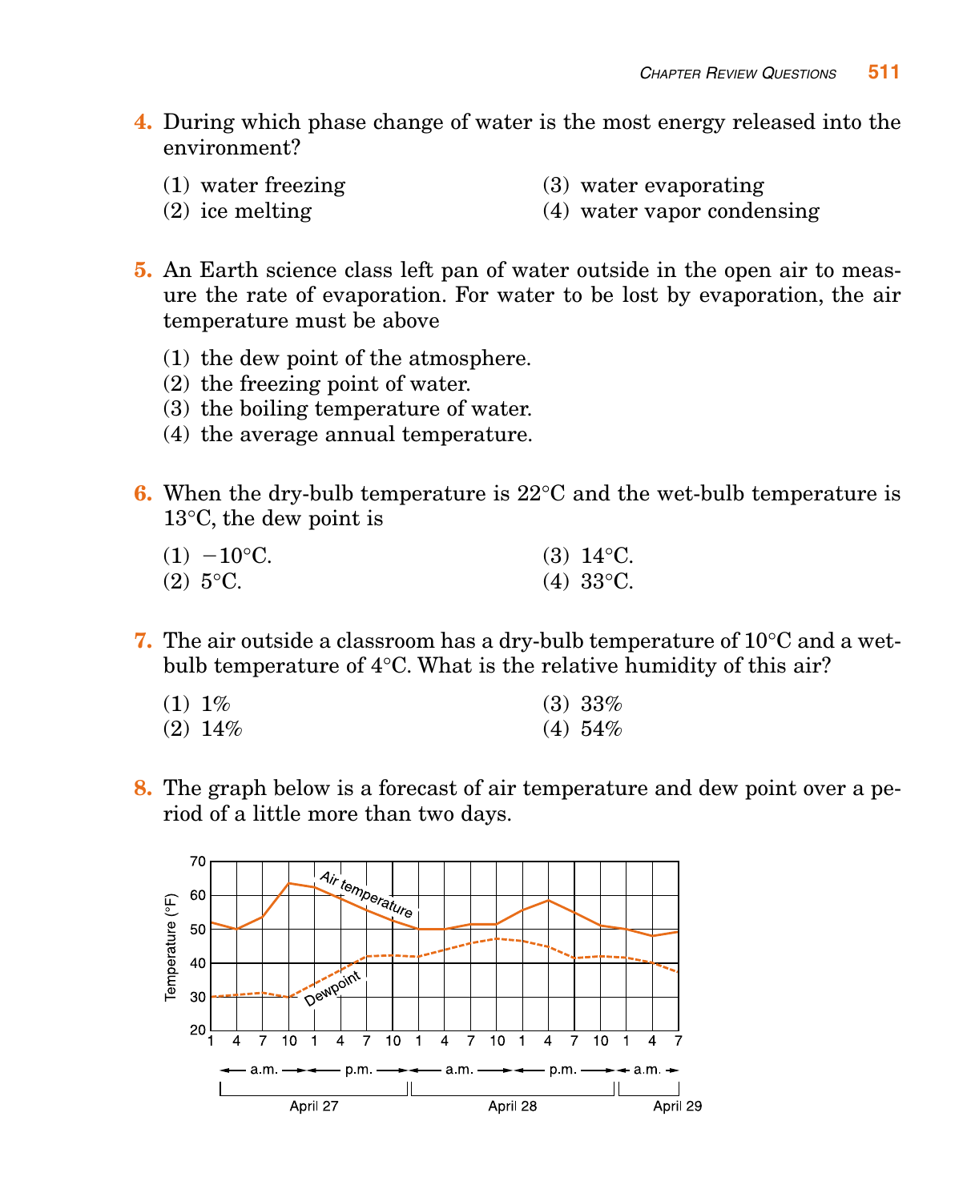**4.** During which phase change of water is the most energy released into the environment?

(1) water freezing
(2) ice melting
(3) water evaporating
(4) water vapor condensing

**5.** An Earth science class left pan of water outside in the open air to measure the rate of evaporation. For water to be lost by evaporation, the air temperature must be above

(1) the dew point of the atmosphere.
(2) the freezing point of water.
(3) the boiling temperature of water.
(4) the average annual temperature.

**6.** When the dry-bulb temperature is 22°C and the wet-bulb temperature is 13°C, the dew point is

(1) −10°C.
(2) 5°C.
(3) 14°C.
(4) 33°C.

**7.** The air outside a classroom has a dry-bulb temperature of 10°C and a wet-bulb temperature of 4°C. What is the relative humidity of this air?

(1) 1%
(2) 14%
(3) 33%
(4) 54%

**8.** The graph below is a forecast of air temperature and dew point over a period of a little more than two days.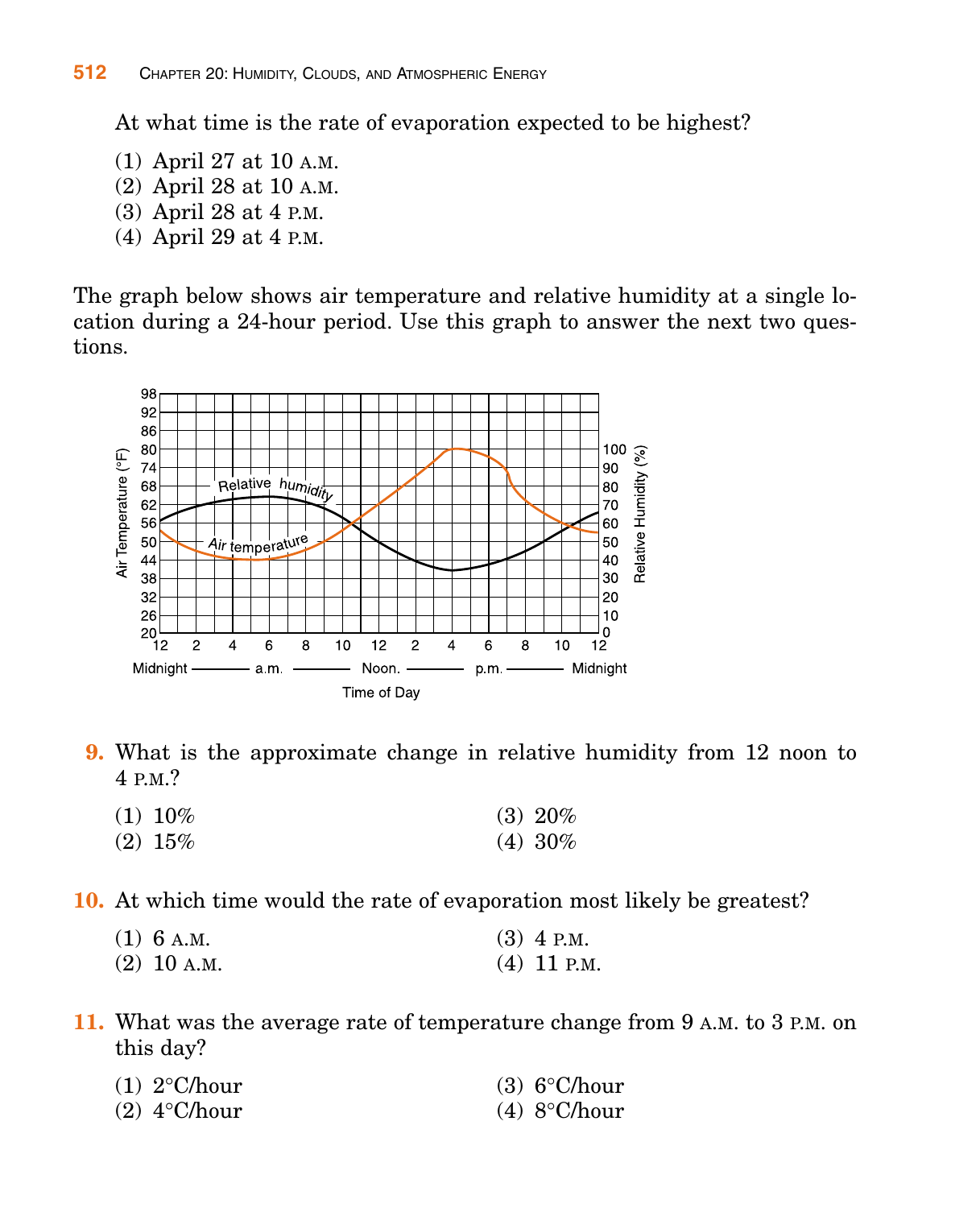At what time is the rate of evaporation expected to be highest?

(1) April 27 at 10 A.M.
(2) April 28 at 10 A.M.
(3) April 28 at 4 P.M.
(4) April 29 at 4 P.M.

The graph below shows air temperature and relative humidity at a single location during a 24-hour period. Use this graph to answer the next two questions.

**9.** What is the approximate change in relative humidity from 12 noon to 4 P.M.?

(1) 10%
(2) 15%
(3) 20%
(4) 30%

**10.** At which time would the rate of evaporation most likely be greatest?

(1) 6 A.M.
(2) 10 A.M.
(3) 4 P.M.
(4) 11 P.M.

**11.** What was the average rate of temperature change from 9 A.M. to 3 P.M. on this day?

(1) 2°C/hour
(2) 4°C/hour
(3) 6°C/hour
(4) 8°C/hour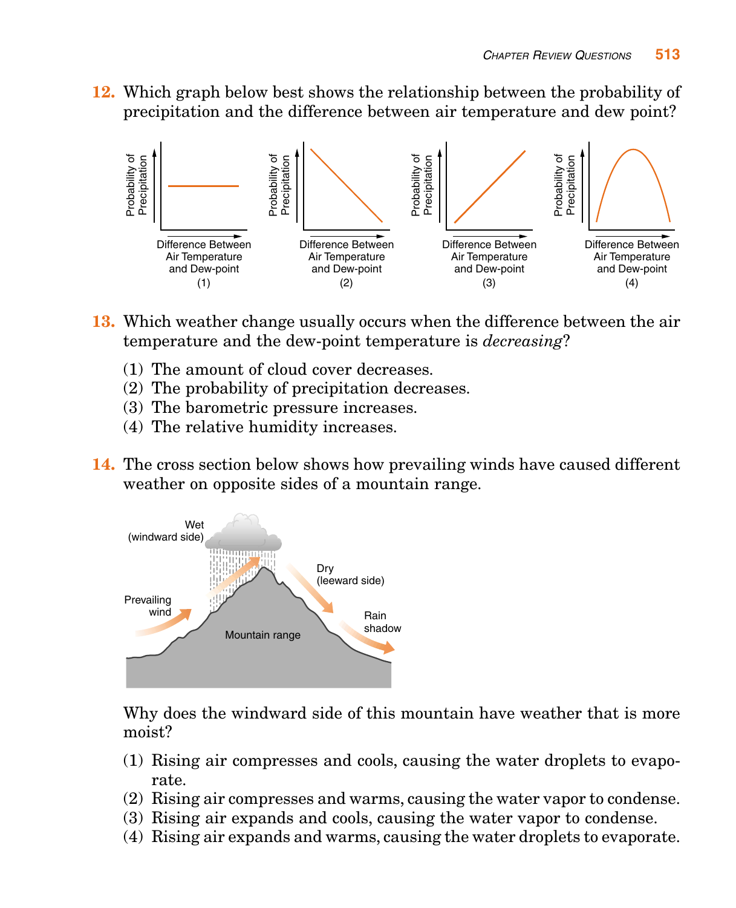**12.** Which graph below best shows the relationship between the probability of precipitation and the difference between air temperature and dew point?

(1) (2) (3) (4)

**13.** Which weather change usually occurs when the difference between the air temperature and the dew-point temperature is *decreasing*?

(1) The amount of cloud cover decreases.
(2) The probability of precipitation decreases.
(3) The barometric pressure increases.
(4) The relative humidity increases.

**14.** The cross section below shows how prevailing winds have caused different weather on opposite sides of a mountain range.

Why does the windward side of this mountain have weather that is more moist?

(1) Rising air compresses and cools, causing the water droplets to evaporate.
(2) Rising air compresses and warms, causing the water vapor to condense.
(3) Rising air expands and cools, causing the water vapor to condense.
(4) Rising air expands and warms, causing the water droplets to evaporate.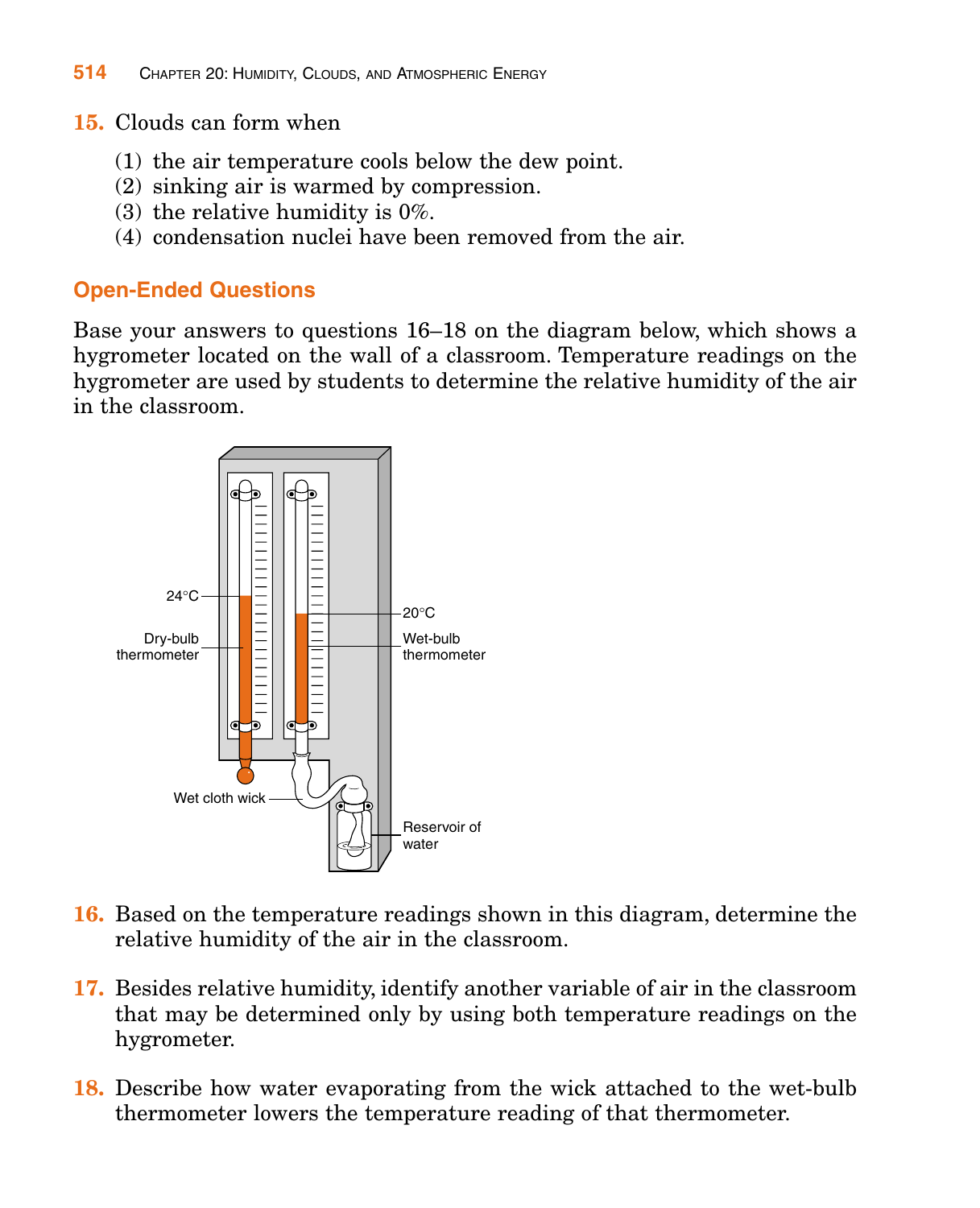**15.** Clouds can form when

(1) the air temperature cools below the dew point.
(2) sinking air is warmed by compression.
(3) the relative humidity is 0%.
(4) condensation nuclei have been removed from the air.

## Open-Ended Questions

Base your answers to questions 16–18 on the diagram below, which shows a hygrometer located on the wall of a classroom. Temperature readings on the hygrometer are used by students to determine the relative humidity of the air in the classroom.

**16.** Based on the temperature readings shown in this diagram, determine the relative humidity of the air in the classroom.

**17.** Besides relative humidity, identify another variable of air in the classroom that may be determined only by using both temperature readings on the hygrometer.

**18.** Describe how water evaporating from the wick attached to the wet-bulb thermometer lowers the temperature reading of that thermometer.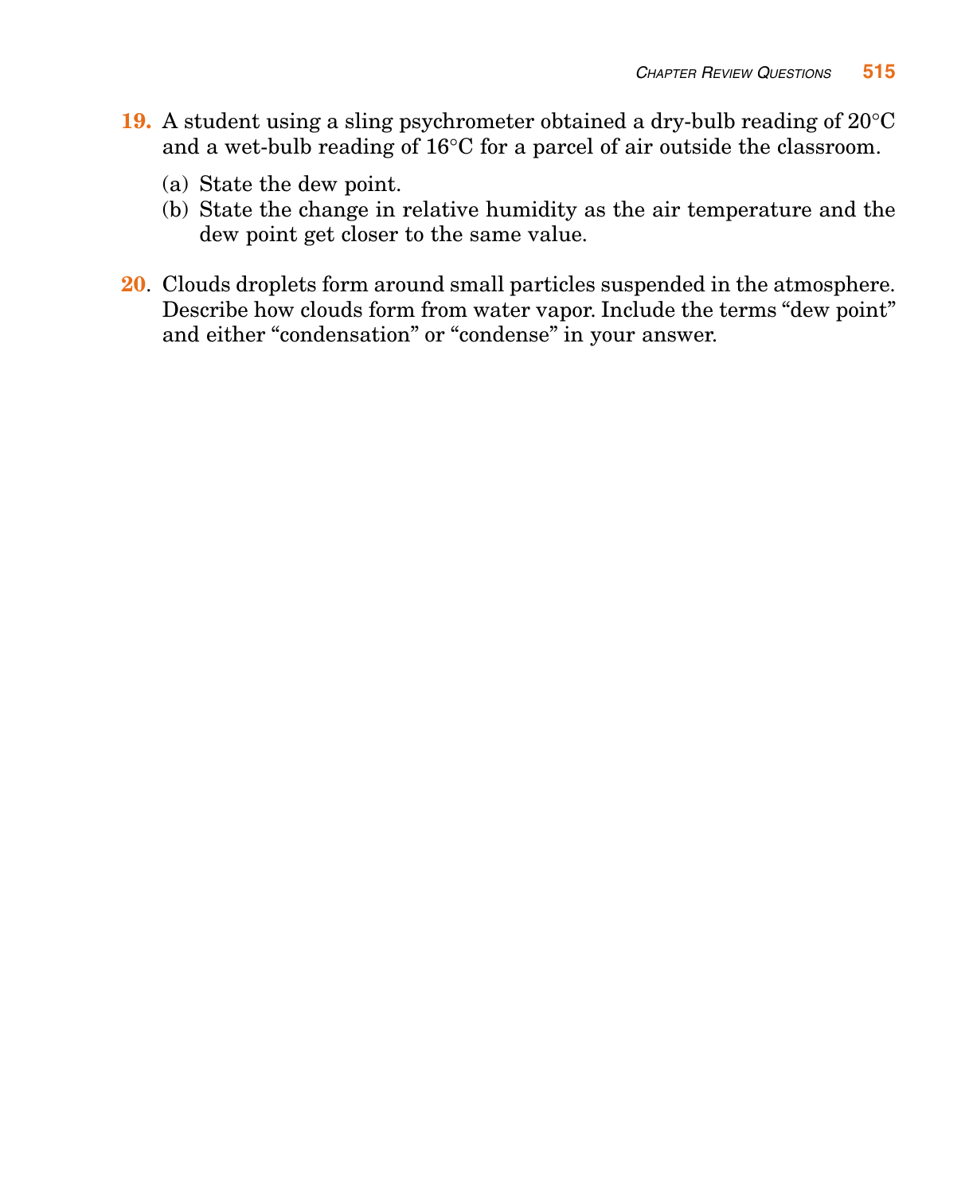19. A student using a sling psychrometer obtained a dry-bulb reading of 20°C and a wet-bulb reading of 16°C for a parcel of air outside the classroom.

    (a) State the dew point.

    (b) State the change in relative humidity as the air temperature and the dew point get closer to the same value.

20. Clouds droplets form around small particles suspended in the atmosphere. Describe how clouds form from water vapor. Include the terms "dew point" and either "condensation" or "condense" in your answer.